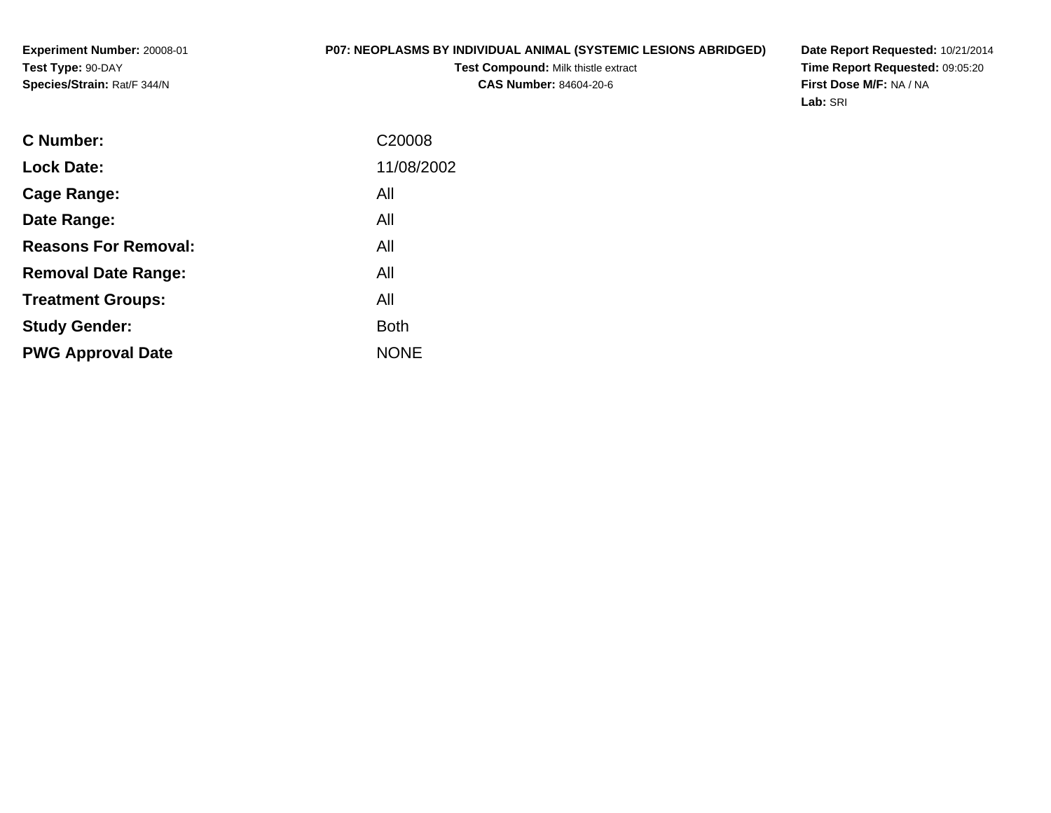**Experiment Number:** 20008-01
**Test Type:** 90-DAY
**Species/Strain:** Rat/F 344/N

**P07: NEOPLASMS BY INDIVIDUAL ANIMAL (SYSTEMIC LESIONS ABRIDGED)**
**Test Compound:** Milk thistle extract
**CAS Number:** 84604-20-6

**Date Report Requested:** 10/21/2014
**Time Report Requested:** 09:05:20
**First Dose M/F:** NA / NA
**Lab:** SRI

| | |
|---|---|
| **C Number:** | C20008 |
| **Lock Date:** | 11/08/2002 |
| **Cage Range:** | All |
| **Date Range:** | All |
| **Reasons For Removal:** | All |
| **Removal Date Range:** | All |
| **Treatment Groups:** | All |
| **Study Gender:** | Both |
| **PWG Approval Date** | NONE |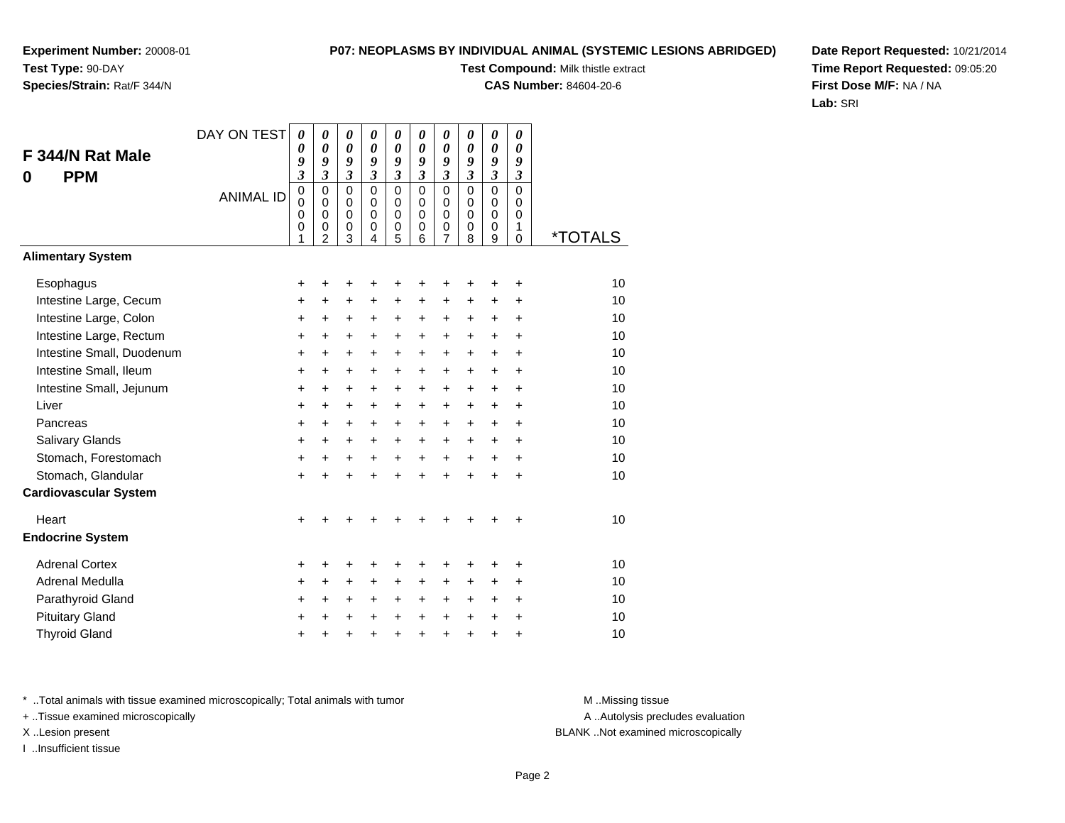**Experiment Number:** 20008-01
**Test Type:** 90-DAY
**Species/Strain:** Rat/F 344/N

**P07: NEOPLASMS BY INDIVIDUAL ANIMAL (SYSTEMIC LESIONS ABRIDGED)**
**Test Compound:** Milk thistle extract
**CAS Number:** 84604-20-6

**Date Report Requested:** 10/21/2014
**Time Report Requested:** 09:05:20
**First Dose M/F:** NA / NA
**Lab:** SRI

## F 344/N Rat Male
## 0 PPM

| DAY ON TEST | 0093 | 0093 | 0093 | 0093 | 0093 | 0093 | 0093 | 0093 | 0093 | 0093 | |
|---|---|---|---|---|---|---|---|---|---|---|---|
| **ANIMAL ID** | 00001 | 00002 | 00003 | 00004 | 00005 | 00006 | 00007 | 00008 | 00009 | 00010 | ***TOTALS** |
| **Alimentary System** | | | | | | | | | | | |
| Esophagus | + | + | + | + | + | + | + | + | + | + | 10 |
| Intestine Large, Cecum | + | + | + | + | + | + | + | + | + | + | 10 |
| Intestine Large, Colon | + | + | + | + | + | + | + | + | + | + | 10 |
| Intestine Large, Rectum | + | + | + | + | + | + | + | + | + | + | 10 |
| Intestine Small, Duodenum | + | + | + | + | + | + | + | + | + | + | 10 |
| Intestine Small, Ileum | + | + | + | + | + | + | + | + | + | + | 10 |
| Intestine Small, Jejunum | + | + | + | + | + | + | + | + | + | + | 10 |
| Liver | + | + | + | + | + | + | + | + | + | + | 10 |
| Pancreas | + | + | + | + | + | + | + | + | + | + | 10 |
| Salivary Glands | + | + | + | + | + | + | + | + | + | + | 10 |
| Stomach, Forestomach | + | + | + | + | + | + | + | + | + | + | 10 |
| Stomach, Glandular | + | + | + | + | + | + | + | + | + | + | 10 |
| **Cardiovascular System** | | | | | | | | | | | |
| Heart | + | + | + | + | + | + | + | + | + | + | 10 |
| **Endocrine System** | | | | | | | | | | | |
| Adrenal Cortex | + | + | + | + | + | + | + | + | + | + | 10 |
| Adrenal Medulla | + | + | + | + | + | + | + | + | + | + | 10 |
| Parathyroid Gland | + | + | + | + | + | + | + | + | + | + | 10 |
| Pituitary Gland | + | + | + | + | + | + | + | + | + | + | 10 |
| Thyroid Gland | + | + | + | + | + | + | + | + | + | + | 10 |

* ..Total animals with tissue examined microscopically; Total animals with tumor
+ ..Tissue examined microscopically
X ..Lesion present
I ..Insufficient tissue

M ..Missing tissue
A ..Autolysis precludes evaluation
BLANK ..Not examined microscopically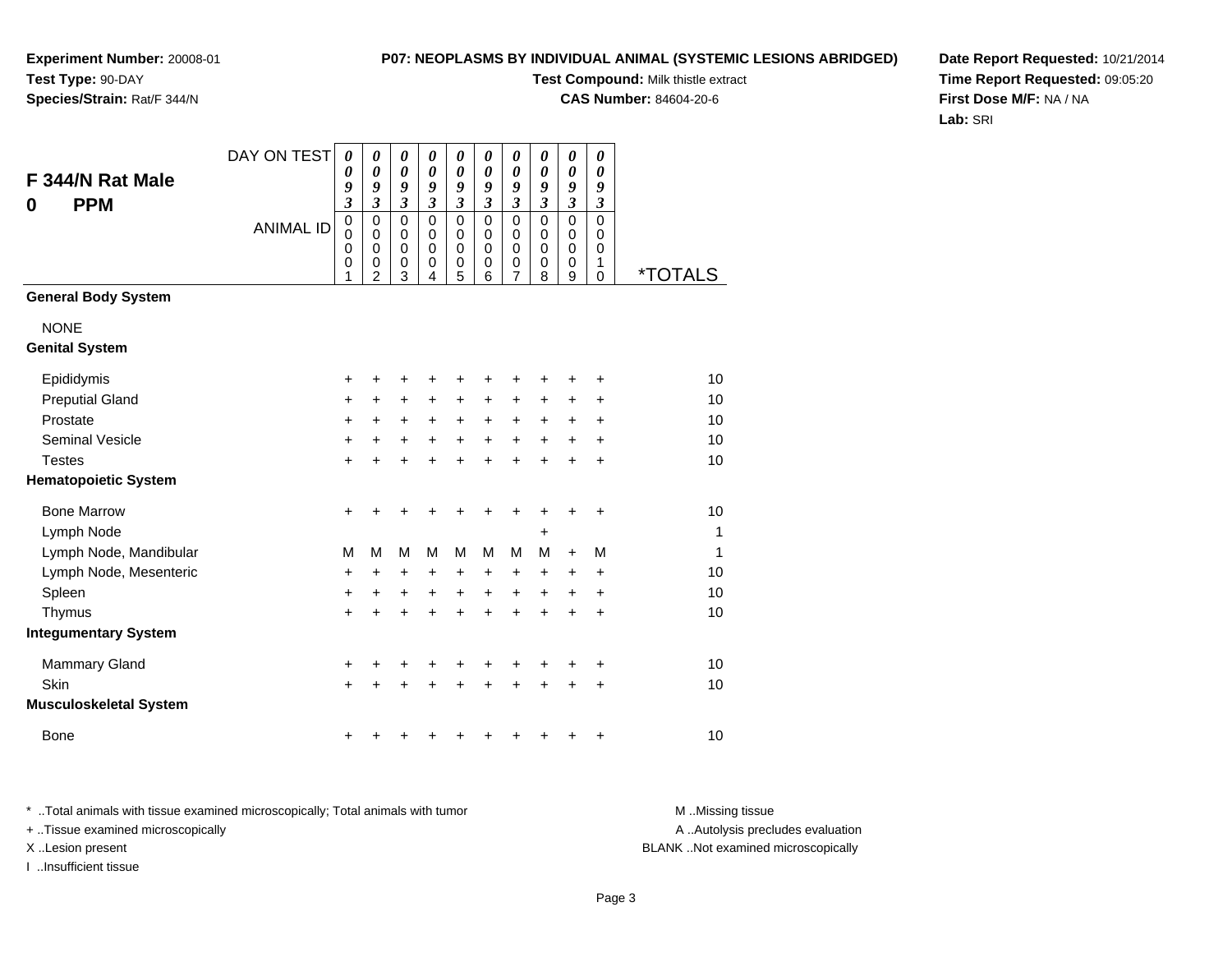**Experiment Number:** 20008-01
**Test Type:** 90-DAY
**Species/Strain:** Rat/F 344/N

**P07: NEOPLASMS BY INDIVIDUAL ANIMAL (SYSTEMIC LESIONS ABRIDGED)**
**Test Compound:** Milk thistle extract
**CAS Number:** 84604-20-6

**Date Report Requested:** 10/21/2014
**Time Report Requested:** 09:05:20
**First Dose M/F:** NA / NA
**Lab:** SRI

## F 344/N Rat Male
## 0 PPM

| DAY ON TEST | 0093 | 0093 | 0093 | 0093 | 0093 | 0093 | 0093 | 0093 | 0093 | 0093 | |
|---|---|---|---|---|---|---|---|---|---|---|---|
| ANIMAL ID | 00001 | 00002 | 00003 | 00004 | 00005 | 00006 | 00007 | 00008 | 00009 | 00010 | *TOTALS |
| **General Body System** | | | | | | | | | | | |
| NONE | | | | | | | | | | | |
| **Genital System** | | | | | | | | | | | |
| Epididymis | + | + | + | + | + | + | + | + | + | + | 10 |
| Preputial Gland | + | + | + | + | + | + | + | + | + | + | 10 |
| Prostate | + | + | + | + | + | + | + | + | + | + | 10 |
| Seminal Vesicle | + | + | + | + | + | + | + | + | + | + | 10 |
| Testes | + | + | + | + | + | + | + | + | + | + | 10 |
| **Hematopoietic System** | | | | | | | | | | | |
| Bone Marrow | + | + | + | + | + | + | + | + | + | + | 10 |
| Lymph Node | | | | | | | | + | | | 1 |
| Lymph Node, Mandibular | M | M | M | M | M | M | M | M | + | M | 1 |
| Lymph Node, Mesenteric | + | + | + | + | + | + | + | + | + | + | 10 |
| Spleen | + | + | + | + | + | + | + | + | + | + | 10 |
| Thymus | + | + | + | + | + | + | + | + | + | + | 10 |
| **Integumentary System** | | | | | | | | | | | |
| Mammary Gland | + | + | + | + | + | + | + | + | + | + | 10 |
| Skin | + | + | + | + | + | + | + | + | + | + | 10 |
| **Musculoskeletal System** | | | | | | | | | | | |
| Bone | + | + | + | + | + | + | + | + | + | + | 10 |

* ..Total animals with tissue examined microscopically; Total animals with tumor
+ ..Tissue examined microscopically
X ..Lesion present
I ..Insufficient tissue

M ..Missing tissue
A ..Autolysis precludes evaluation
BLANK ..Not examined microscopically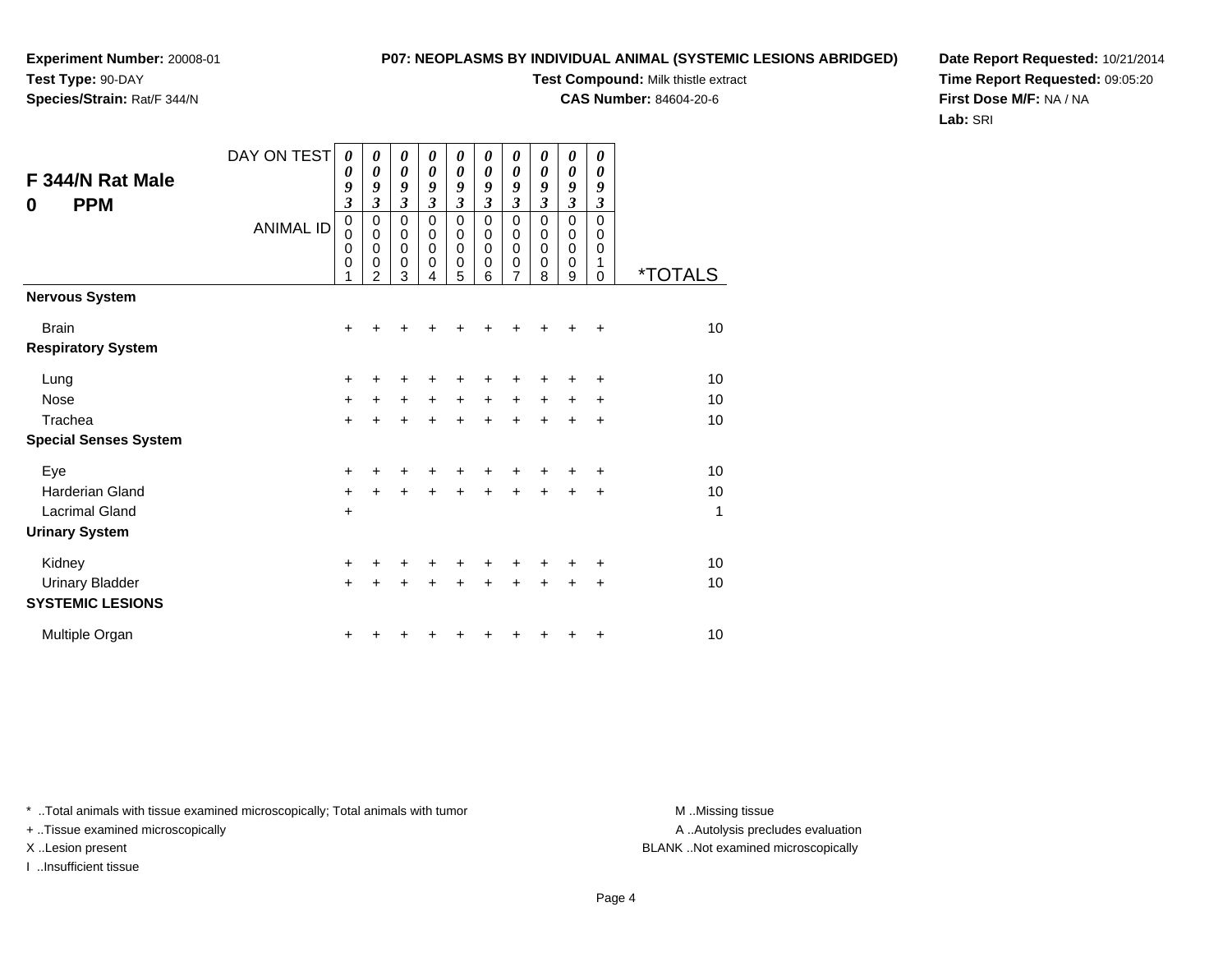**Experiment Number:** 20008-01
**Test Type:** 90-DAY
**Species/Strain:** Rat/F 344/N

**P07: NEOPLASMS BY INDIVIDUAL ANIMAL (SYSTEMIC LESIONS ABRIDGED)**
**Test Compound:** Milk thistle extract
**CAS Number:** 84604-20-6

**Date Report Requested:** 10/21/2014
**Time Report Requested:** 09:05:20
**First Dose M/F:** NA / NA
**Lab:** SRI

## F 344/N Rat Male
## 0 PPM

| DAY ON TEST | 0093 | 0093 | 0093 | 0093 | 0093 | 0093 | 0093 | 0093 | 0093 | 0093 | |
|---|---|---|---|---|---|---|---|---|---|---|---|
| ANIMAL ID | 00001 | 00002 | 00003 | 00004 | 00005 | 00006 | 00007 | 00008 | 00009 | 00010 | *TOTALS |
| **Nervous System** | | | | | | | | | | | |
| Brain | + | + | + | + | + | + | + | + | + | + | 10 |
| **Respiratory System** | | | | | | | | | | | |
| Lung | + | + | + | + | + | + | + | + | + | + | 10 |
| Nose | + | + | + | + | + | + | + | + | + | + | 10 |
| Trachea | + | + | + | + | + | + | + | + | + | + | 10 |
| **Special Senses System** | | | | | | | | | | | |
| Eye | + | + | + | + | + | + | + | + | + | + | 10 |
| Harderian Gland | + | + | + | + | + | + | + | + | + | + | 10 |
| Lacrimal Gland | + | | | | | | | | | | 1 |
| **Urinary System** | | | | | | | | | | | |
| Kidney | + | + | + | + | + | + | + | + | + | + | 10 |
| Urinary Bladder | + | + | + | + | + | + | + | + | + | + | 10 |
| **SYSTEMIC LESIONS** | | | | | | | | | | | |
| Multiple Organ | + | + | + | + | + | + | + | + | + | + | 10 |

* ..Total animals with tissue examined microscopically; Total animals with tumor
+ ..Tissue examined microscopically
X ..Lesion present
I ..Insufficient tissue

M ..Missing tissue
A ..Autolysis precludes evaluation
BLANK ..Not examined microscopically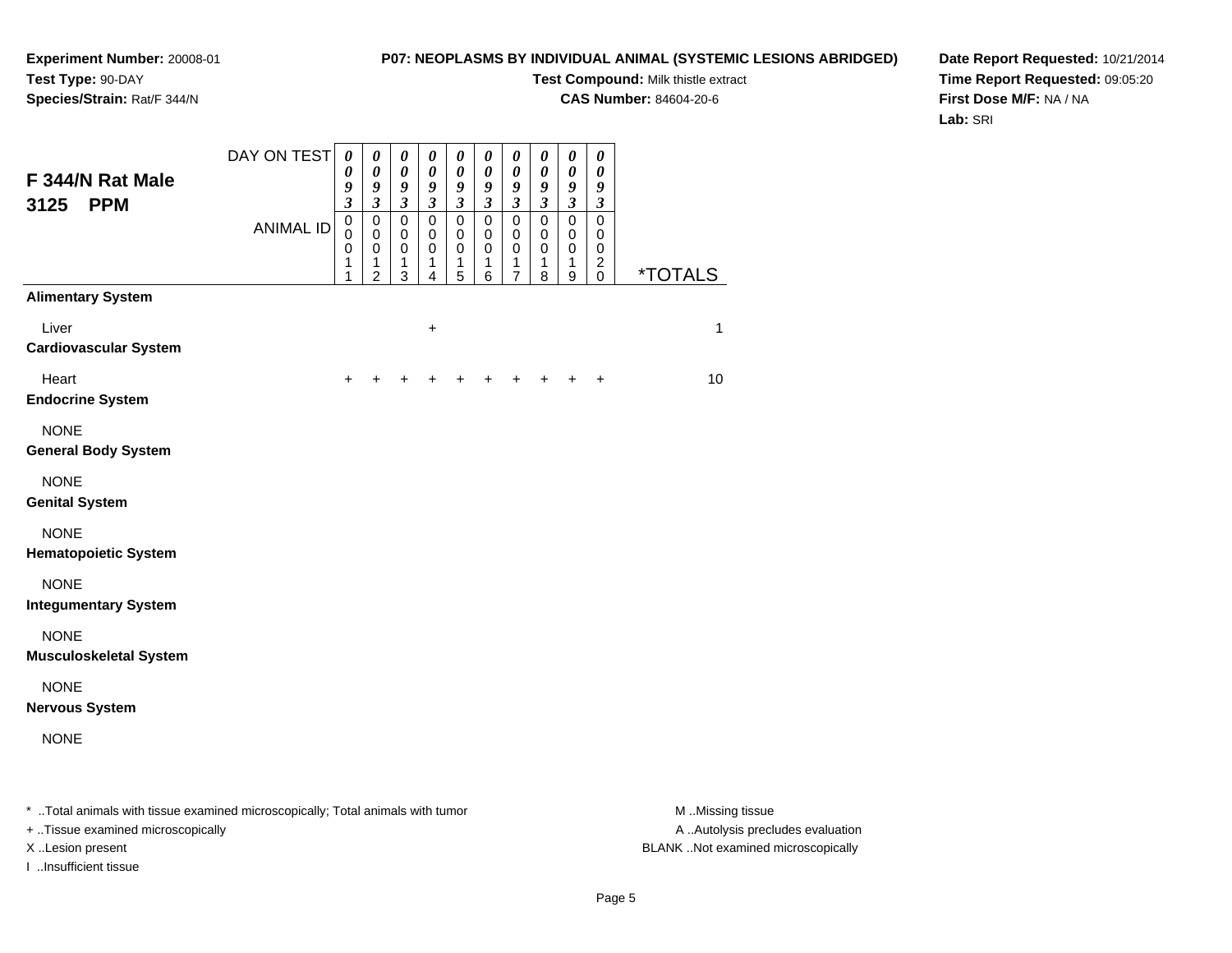**Experiment Number:** 20008-01
**Test Type:** 90-DAY
**Species/Strain:** Rat/F 344/N

**P07: NEOPLASMS BY INDIVIDUAL ANIMAL (SYSTEMIC LESIONS ABRIDGED)**
**Test Compound:** Milk thistle extract
**CAS Number:** 84604-20-6

**Date Report Requested:** 10/21/2014
**Time Report Requested:** 09:05:20
**First Dose M/F:** NA / NA
**Lab:** SRI

## F 344/N Rat Male 3125 PPM

| DAY ON TEST | 0093 | 0093 | 0093 | 0093 | 0093 | 0093 | 0093 | 0093 | 0093 | 0093 | |
|---|---|---|---|---|---|---|---|---|---|---|---|
| **ANIMAL ID** | 00011 | 00012 | 00013 | 00014 | 00015 | 00016 | 00017 | 00018 | 00019 | 00020 | ***TOTALS** |
| **Alimentary System** | | | | | | | | | | | |
| Liver | | | | + | | | | | | | 1 |
| **Cardiovascular System** | | | | | | | | | | | |
| Heart | + | + | + | + | + | + | + | + | + | + | 10 |
| **Endocrine System** | | | | | | | | | | | |
| NONE | | | | | | | | | | | |
| **General Body System** | | | | | | | | | | | |
| NONE | | | | | | | | | | | |
| **Genital System** | | | | | | | | | | | |
| NONE | | | | | | | | | | | |
| **Hematopoietic System** | | | | | | | | | | | |
| NONE | | | | | | | | | | | |
| **Integumentary System** | | | | | | | | | | | |
| NONE | | | | | | | | | | | |
| **Musculoskeletal System** | | | | | | | | | | | |
| NONE | | | | | | | | | | | |
| **Nervous System** | | | | | | | | | | | |
| NONE | | | | | | | | | | | |

* ..Total animals with tissue examined microscopically; Total animals with tumor
+ ..Tissue examined microscopically
X ..Lesion present
I ..Insufficient tissue

M ..Missing tissue
A ..Autolysis precludes evaluation
BLANK ..Not examined microscopically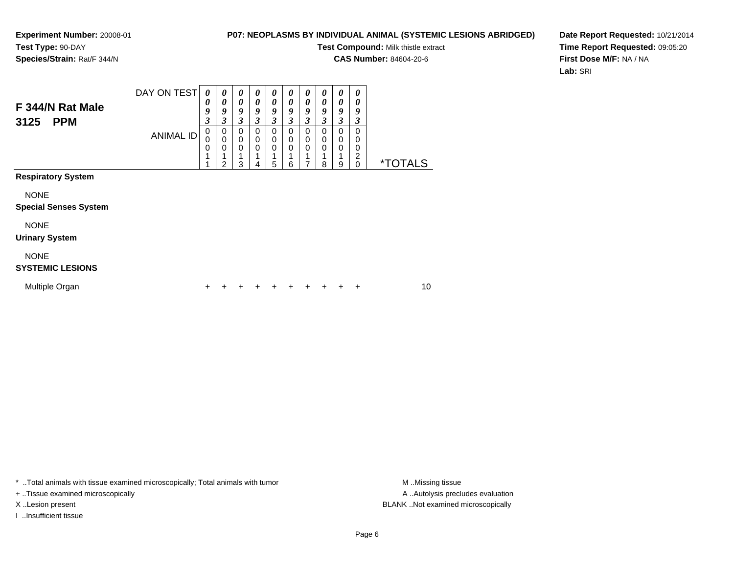**Experiment Number:** 20008-01
**Test Type:** 90-DAY
**Species/Strain:** Rat/F 344/N

**P07: NEOPLASMS BY INDIVIDUAL ANIMAL (SYSTEMIC LESIONS ABRIDGED)**
**Test Compound:** Milk thistle extract
**CAS Number:** 84604-20-6

**Date Report Requested:** 10/21/2014
**Time Report Requested:** 09:05:20
**First Dose M/F:** NA / NA
**Lab:** SRI

## F 344/N Rat Male 3125 PPM

| DAY ON TEST | 0093 | 0093 | 0093 | 0093 | 0093 | 0093 | 0093 | 0093 | 0093 | 0093 | |
|---|---|---|---|---|---|---|---|---|---|---|---|
| ANIMAL ID | 00011 | 00012 | 00013 | 00014 | 00015 | 00016 | 00017 | 00018 | 00019 | 00020 | *TOTALS |
| **Respiratory System** | | | | | | | | | | | |
| NONE | | | | | | | | | | | |
| **Special Senses System** | | | | | | | | | | | |
| NONE | | | | | | | | | | | |
| **Urinary System** | | | | | | | | | | | |
| NONE | | | | | | | | | | | |
| **SYSTEMIC LESIONS** | | | | | | | | | | | |
| Multiple Organ | + | + | + | + | + | + | + | + | + | + | 10 |

* ..Total animals with tissue examined microscopically; Total animals with tumor
+ ..Tissue examined microscopically
X ..Lesion present
I ..Insufficient tissue

M ..Missing tissue
A ..Autolysis precludes evaluation
BLANK ..Not examined microscopically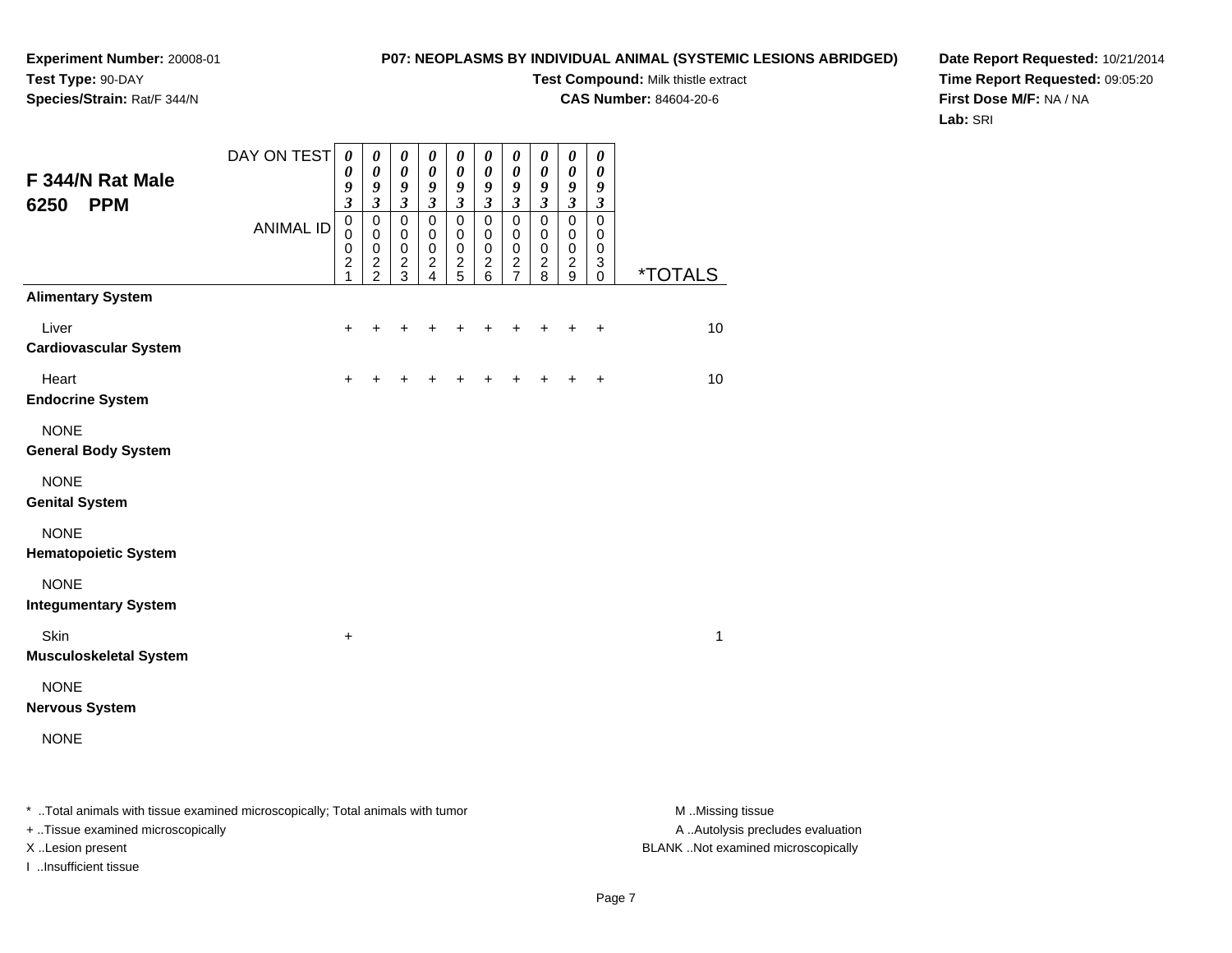**Experiment Number:** 20008-01
**Test Type:** 90-DAY
**Species/Strain:** Rat/F 344/N

**P07: NEOPLASMS BY INDIVIDUAL ANIMAL (SYSTEMIC LESIONS ABRIDGED)**
**Test Compound:** Milk thistle extract
**CAS Number:** 84604-20-6

**Date Report Requested:** 10/21/2014
**Time Report Requested:** 09:05:20
**First Dose M/F:** NA / NA
**Lab:** SRI

## F 344/N Rat Male 6250 PPM

| DAY ON TEST | 0093 | 0093 | 0093 | 0093 | 0093 | 0093 | 0093 | 0093 | 0093 | 0093 | |
|---|---|---|---|---|---|---|---|---|---|---|---|
| ANIMAL ID | 00021 | 00022 | 00023 | 00024 | 00025 | 00026 | 00027 | 00028 | 00029 | 00030 | *TOTALS |
| **Alimentary System** | | | | | | | | | | | |
| Liver | + | + | + | + | + | + | + | + | + | + | 10 |
| **Cardiovascular System** | | | | | | | | | | | |
| Heart | + | + | + | + | + | + | + | + | + | + | 10 |
| **Endocrine System** | | | | | | | | | | | |
| NONE | | | | | | | | | | | |
| **General Body System** | | | | | | | | | | | |
| NONE | | | | | | | | | | | |
| **Genital System** | | | | | | | | | | | |
| NONE | | | | | | | | | | | |
| **Hematopoietic System** | | | | | | | | | | | |
| NONE | | | | | | | | | | | |
| **Integumentary System** | | | | | | | | | | | |
| Skin | + | | | | | | | | | | 1 |
| **Musculoskeletal System** | | | | | | | | | | | |
| NONE | | | | | | | | | | | |
| **Nervous System** | | | | | | | | | | | |
| NONE | | | | | | | | | | | |

* ..Total animals with tissue examined microscopically; Total animals with tumor
+ ..Tissue examined microscopically
X ..Lesion present
I ..Insufficient tissue

M ..Missing tissue
A ..Autolysis precludes evaluation
BLANK ..Not examined microscopically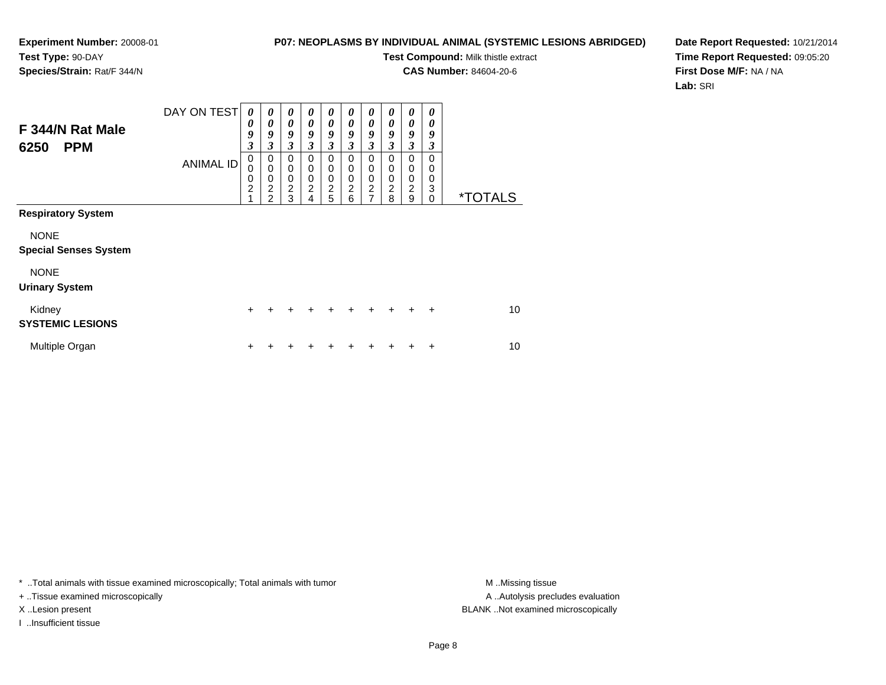**Experiment Number:** 20008-01
**Test Type:** 90-DAY
**Species/Strain:** Rat/F 344/N

**P07: NEOPLASMS BY INDIVIDUAL ANIMAL (SYSTEMIC LESIONS ABRIDGED)**
**Test Compound:** Milk thistle extract
**CAS Number:** 84604-20-6

**Date Report Requested:** 10/21/2014
**Time Report Requested:** 09:05:20
**First Dose M/F:** NA / NA
**Lab:** SRI

## F 344/N Rat Male 6250 PPM

| DAY ON TEST | 0093 | 0093 | 0093 | 0093 | 0093 | 0093 | 0093 | 0093 | 0093 | 0093 | |
|---|---|---|---|---|---|---|---|---|---|---|---|
| ANIMAL ID | 00021 | 00022 | 00023 | 00024 | 00025 | 00026 | 00027 | 00028 | 00029 | 00030 | *TOTALS |
| **Respiratory System** | | | | | | | | | | | |
| NONE | | | | | | | | | | | |
| **Special Senses System** | | | | | | | | | | | |
| NONE | | | | | | | | | | | |
| **Urinary System** | | | | | | | | | | | |
| Kidney | + | + | + | + | + | + | + | + | + | + | 10 |
| **SYSTEMIC LESIONS** | | | | | | | | | | | |
| Multiple Organ | + | + | + | + | + | + | + | + | + | + | 10 |

* ..Total animals with tissue examined microscopically; Total animals with tumor
+ ..Tissue examined microscopically
X ..Lesion present
I ..Insufficient tissue

M ..Missing tissue
A ..Autolysis precludes evaluation
BLANK ..Not examined microscopically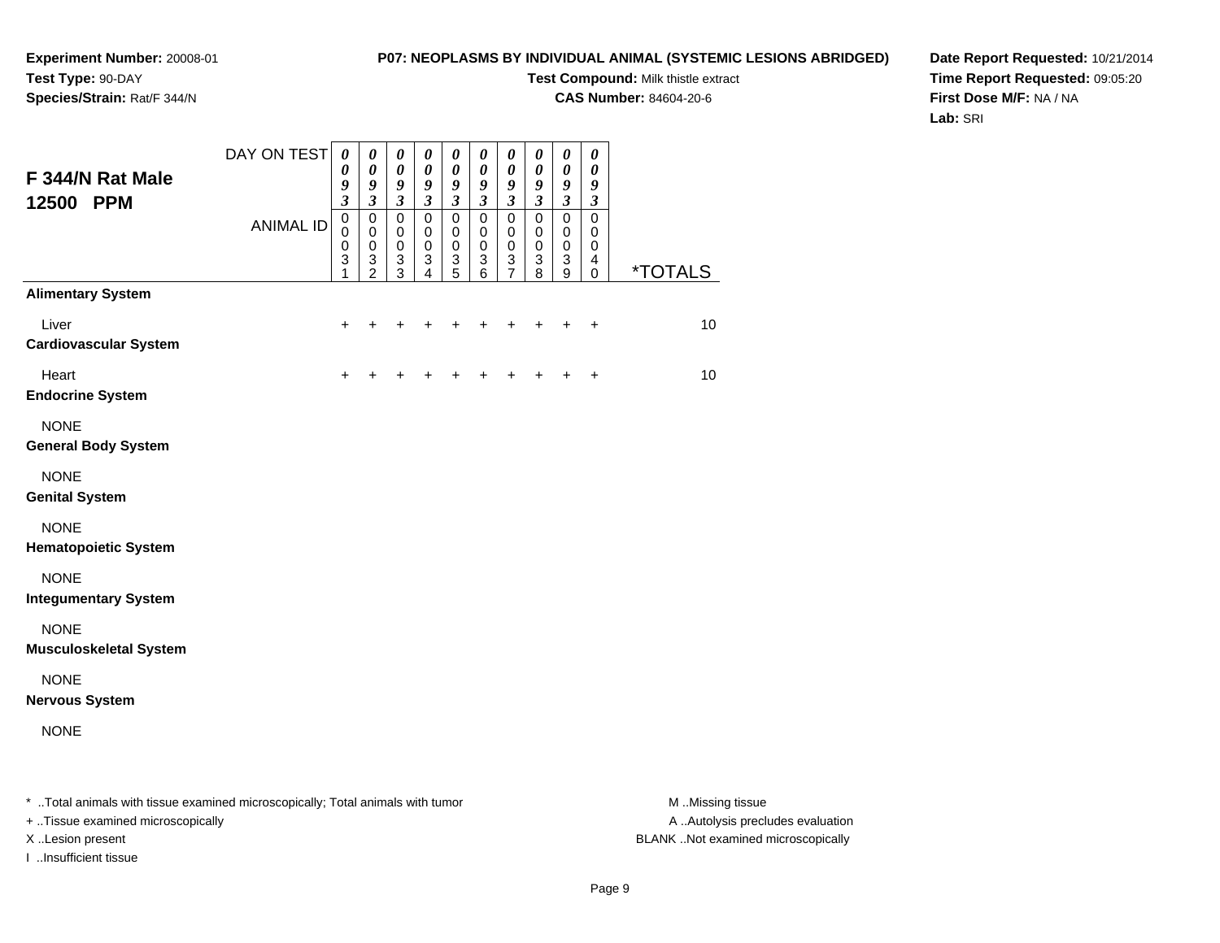**Experiment Number:** 20008-01
**Test Type:** 90-DAY
**Species/Strain:** Rat/F 344/N

**P07: NEOPLASMS BY INDIVIDUAL ANIMAL (SYSTEMIC LESIONS ABRIDGED)**
**Test Compound:** Milk thistle extract
**CAS Number:** 84604-20-6

**Date Report Requested:** 10/21/2014
**Time Report Requested:** 09:05:20
**First Dose M/F:** NA / NA
**Lab:** SRI

## F 344/N Rat Male 12500 PPM

| DAY ON TEST | 0093 | 0093 | 0093 | 0093 | 0093 | 0093 | 0093 | 0093 | 0093 | 0093 | |
|---|---|---|---|---|---|---|---|---|---|---|---|
| **ANIMAL ID** | 00031 | 00032 | 00033 | 00034 | 00035 | 00036 | 00037 | 00038 | 00039 | 00040 | ***TOTALS** |
| **Alimentary System** | | | | | | | | | | | |
| Liver | + | + | + | + | + | + | + | + | + | + | 10 |
| **Cardiovascular System** | | | | | | | | | | | |
| Heart | + | + | + | + | + | + | + | + | + | + | 10 |
| **Endocrine System** | | | | | | | | | | | |
| NONE | | | | | | | | | | | |
| **General Body System** | | | | | | | | | | | |
| NONE | | | | | | | | | | | |
| **Genital System** | | | | | | | | | | | |
| NONE | | | | | | | | | | | |
| **Hematopoietic System** | | | | | | | | | | | |
| NONE | | | | | | | | | | | |
| **Integumentary System** | | | | | | | | | | | |
| NONE | | | | | | | | | | | |
| **Musculoskeletal System** | | | | | | | | | | | |
| NONE | | | | | | | | | | | |
| **Nervous System** | | | | | | | | | | | |
| NONE | | | | | | | | | | | |

\* ..Total animals with tissue examined microscopically; Total animals with tumor
+ ..Tissue examined microscopically
X ..Lesion present
I ..Insufficient tissue

M ..Missing tissue
A ..Autolysis precludes evaluation
BLANK ..Not examined microscopically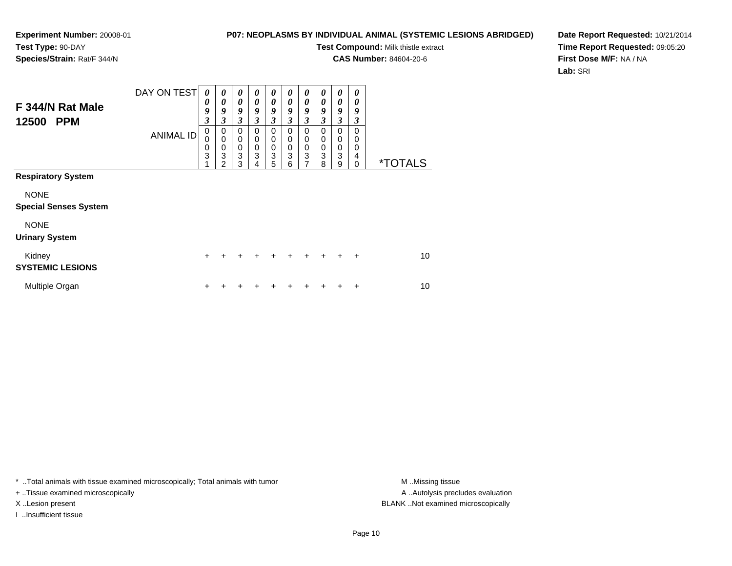**Experiment Number:** 20008-01
**Test Type:** 90-DAY
**Species/Strain:** Rat/F 344/N

**P07: NEOPLASMS BY INDIVIDUAL ANIMAL (SYSTEMIC LESIONS ABRIDGED)**
**Test Compound:** Milk thistle extract
**CAS Number:** 84604-20-6

**Date Report Requested:** 10/21/2014
**Time Report Requested:** 09:05:20
**First Dose M/F:** NA / NA
**Lab:** SRI

## F 344/N Rat Male 12500 PPM

| DAY ON TEST | 0093 | 0093 | 0093 | 0093 | 0093 | 0093 | 0093 | 0093 | 0093 | 0093 | |
|---|---|---|---|---|---|---|---|---|---|---|---|
| ANIMAL ID | 00031 | 00032 | 00033 | 00034 | 00035 | 00036 | 00037 | 00038 | 00039 | 00040 | *TOTALS |
| **Respiratory System** | | | | | | | | | | | |
| NONE | | | | | | | | | | | |
| **Special Senses System** | | | | | | | | | | | |
| NONE | | | | | | | | | | | |
| **Urinary System** | | | | | | | | | | | |
| Kidney | + | + | + | + | + | + | + | + | + | + | 10 |
| **SYSTEMIC LESIONS** | | | | | | | | | | | |
| Multiple Organ | + | + | + | + | + | + | + | + | + | + | 10 |

\* ..Total animals with tissue examined microscopically; Total animals with tumor
+ ..Tissue examined microscopically
X ..Lesion present
I ..Insufficient tissue

M ..Missing tissue
A ..Autolysis precludes evaluation
BLANK ..Not examined microscopically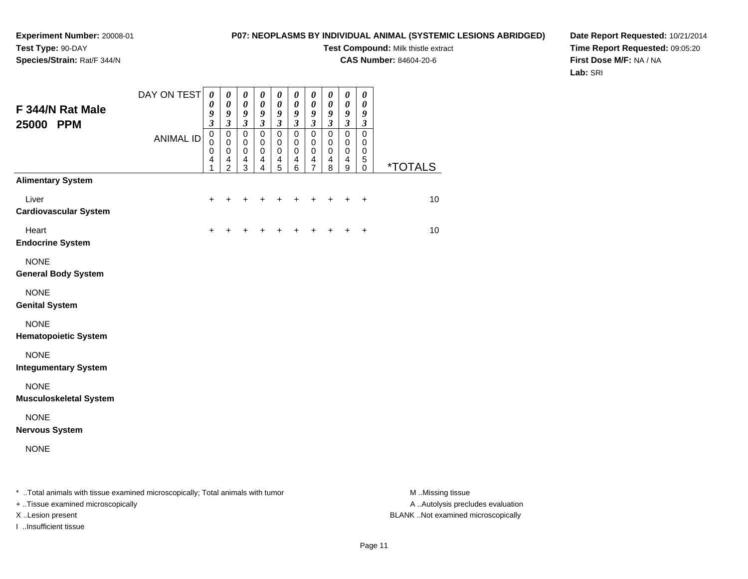**Experiment Number:** 20008-01
**Test Type:** 90-DAY
**Species/Strain:** Rat/F 344/N

**P07: NEOPLASMS BY INDIVIDUAL ANIMAL (SYSTEMIC LESIONS ABRIDGED)**
**Test Compound:** Milk thistle extract
**CAS Number:** 84604-20-6

**Date Report Requested:** 10/21/2014
**Time Report Requested:** 09:05:20
**First Dose M/F:** NA / NA
**Lab:** SRI

## F 344/N Rat Male 25000 PPM

| DAY ON TEST | 0093 | 0093 | 0093 | 0093 | 0093 | 0093 | 0093 | 0093 | 0093 | 0093 | |
|---|---|---|---|---|---|---|---|---|---|---|---|
| ANIMAL ID | 00041 | 00042 | 00043 | 00044 | 00045 | 00046 | 00047 | 00048 | 00049 | 00050 | *TOTALS |
| **Alimentary System** | | | | | | | | | | | |
| Liver | + | + | + | + | + | + | + | + | + | + | 10 |
| **Cardiovascular System** | | | | | | | | | | | |
| Heart | + | + | + | + | + | + | + | + | + | + | 10 |
| **Endocrine System** | | | | | | | | | | | |
| NONE | | | | | | | | | | | |
| **General Body System** | | | | | | | | | | | |
| NONE | | | | | | | | | | | |
| **Genital System** | | | | | | | | | | | |
| NONE | | | | | | | | | | | |
| **Hematopoietic System** | | | | | | | | | | | |
| NONE | | | | | | | | | | | |
| **Integumentary System** | | | | | | | | | | | |
| NONE | | | | | | | | | | | |
| **Musculoskeletal System** | | | | | | | | | | | |
| NONE | | | | | | | | | | | |
| **Nervous System** | | | | | | | | | | | |
| NONE | | | | | | | | | | | |

* ..Total animals with tissue examined microscopically; Total animals with tumor
+ ..Tissue examined microscopically
X ..Lesion present
I ..Insufficient tissue

M ..Missing tissue
A ..Autolysis precludes evaluation
BLANK ..Not examined microscopically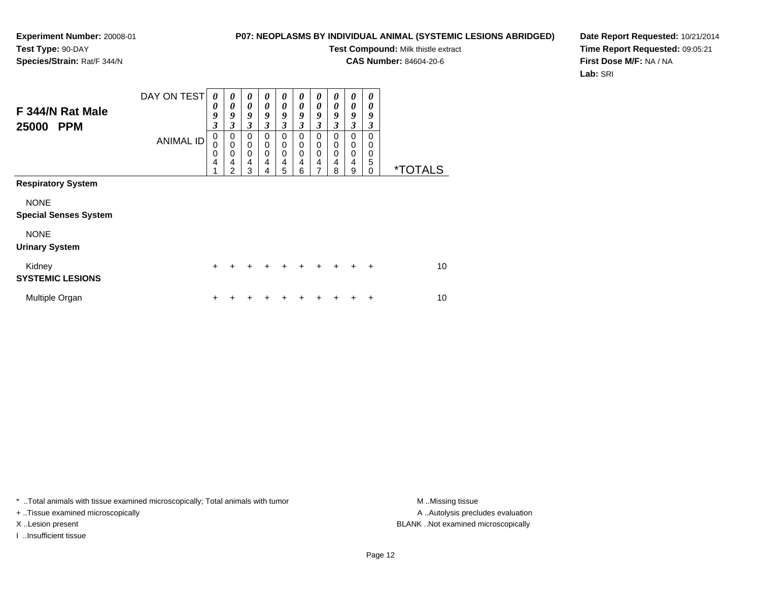**Experiment Number:** 20008-01
**Test Type:** 90-DAY
**Species/Strain:** Rat/F 344/N

**P07: NEOPLASMS BY INDIVIDUAL ANIMAL (SYSTEMIC LESIONS ABRIDGED)**
**Test Compound:** Milk thistle extract
**CAS Number:** 84604-20-6

**Date Report Requested:** 10/21/2014
**Time Report Requested:** 09:05:21
**First Dose M/F:** NA / NA
**Lab:** SRI

## F 344/N Rat Male 25000 PPM

| DAY ON TEST | 0093 | 0093 | 0093 | 0093 | 0093 | 0093 | 0093 | 0093 | 0093 | 0093 | |
|---|---|---|---|---|---|---|---|---|---|---|---|
| ANIMAL ID | 00041 | 00042 | 00043 | 00044 | 00045 | 00046 | 00047 | 00048 | 00049 | 00050 | *TOTALS |
| **Respiratory System** | | | | | | | | | | | |
| NONE | | | | | | | | | | | |
| **Special Senses System** | | | | | | | | | | | |
| NONE | | | | | | | | | | | |
| **Urinary System** | | | | | | | | | | | |
| Kidney | + | + | + | + | + | + | + | + | + | + | 10 |
| **SYSTEMIC LESIONS** | | | | | | | | | | | |
| Multiple Organ | + | + | + | + | + | + | + | + | + | + | 10 |

* ..Total animals with tissue examined microscopically; Total animals with tumor
+ ..Tissue examined microscopically
X ..Lesion present
I ..Insufficient tissue

M ..Missing tissue
A ..Autolysis precludes evaluation
BLANK ..Not examined microscopically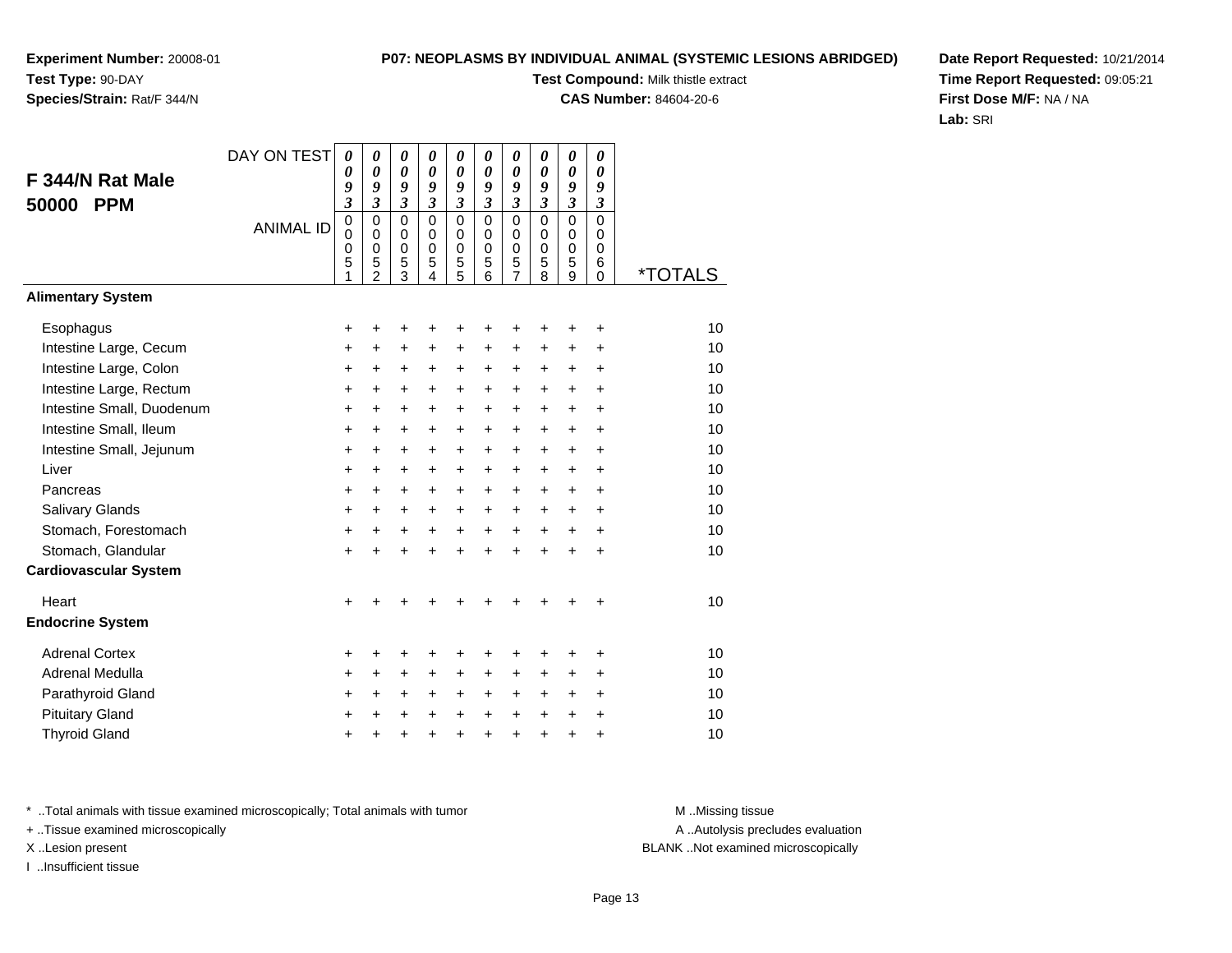**Experiment Number:** 20008-01
**Test Type:** 90-DAY
**Species/Strain:** Rat/F 344/N

**P07: NEOPLASMS BY INDIVIDUAL ANIMAL (SYSTEMIC LESIONS ABRIDGED)**
**Test Compound:** Milk thistle extract
**CAS Number:** 84604-20-6

**Date Report Requested:** 10/21/2014
**Time Report Requested:** 09:05:21
**First Dose M/F:** NA / NA
**Lab:** SRI

## F 344/N Rat Male 50000 PPM

| DAY ON TEST | 0093 | 0093 | 0093 | 0093 | 0093 | 0093 | 0093 | 0093 | 0093 | 0093 | |
|---|---|---|---|---|---|---|---|---|---|---|---|
| **ANIMAL ID** | 00051 | 00052 | 00053 | 00054 | 00055 | 00056 | 00057 | 00058 | 00059 | 00060 | ***TOTALS** |
| **Alimentary System** | | | | | | | | | | | |
| Esophagus | + | + | + | + | + | + | + | + | + | + | 10 |
| Intestine Large, Cecum | + | + | + | + | + | + | + | + | + | + | 10 |
| Intestine Large, Colon | + | + | + | + | + | + | + | + | + | + | 10 |
| Intestine Large, Rectum | + | + | + | + | + | + | + | + | + | + | 10 |
| Intestine Small, Duodenum | + | + | + | + | + | + | + | + | + | + | 10 |
| Intestine Small, Ileum | + | + | + | + | + | + | + | + | + | + | 10 |
| Intestine Small, Jejunum | + | + | + | + | + | + | + | + | + | + | 10 |
| Liver | + | + | + | + | + | + | + | + | + | + | 10 |
| Pancreas | + | + | + | + | + | + | + | + | + | + | 10 |
| Salivary Glands | + | + | + | + | + | + | + | + | + | + | 10 |
| Stomach, Forestomach | + | + | + | + | + | + | + | + | + | + | 10 |
| Stomach, Glandular | + | + | + | + | + | + | + | + | + | + | 10 |
| **Cardiovascular System** | | | | | | | | | | | |
| Heart | + | + | + | + | + | + | + | + | + | + | 10 |
| **Endocrine System** | | | | | | | | | | | |
| Adrenal Cortex | + | + | + | + | + | + | + | + | + | + | 10 |
| Adrenal Medulla | + | + | + | + | + | + | + | + | + | + | 10 |
| Parathyroid Gland | + | + | + | + | + | + | + | + | + | + | 10 |
| Pituitary Gland | + | + | + | + | + | + | + | + | + | + | 10 |
| Thyroid Gland | + | + | + | + | + | + | + | + | + | + | 10 |

* ..Total animals with tissue examined microscopically; Total animals with tumor
+ ..Tissue examined microscopically
X ..Lesion present
I ..Insufficient tissue

M ..Missing tissue
A ..Autolysis precludes evaluation
BLANK ..Not examined microscopically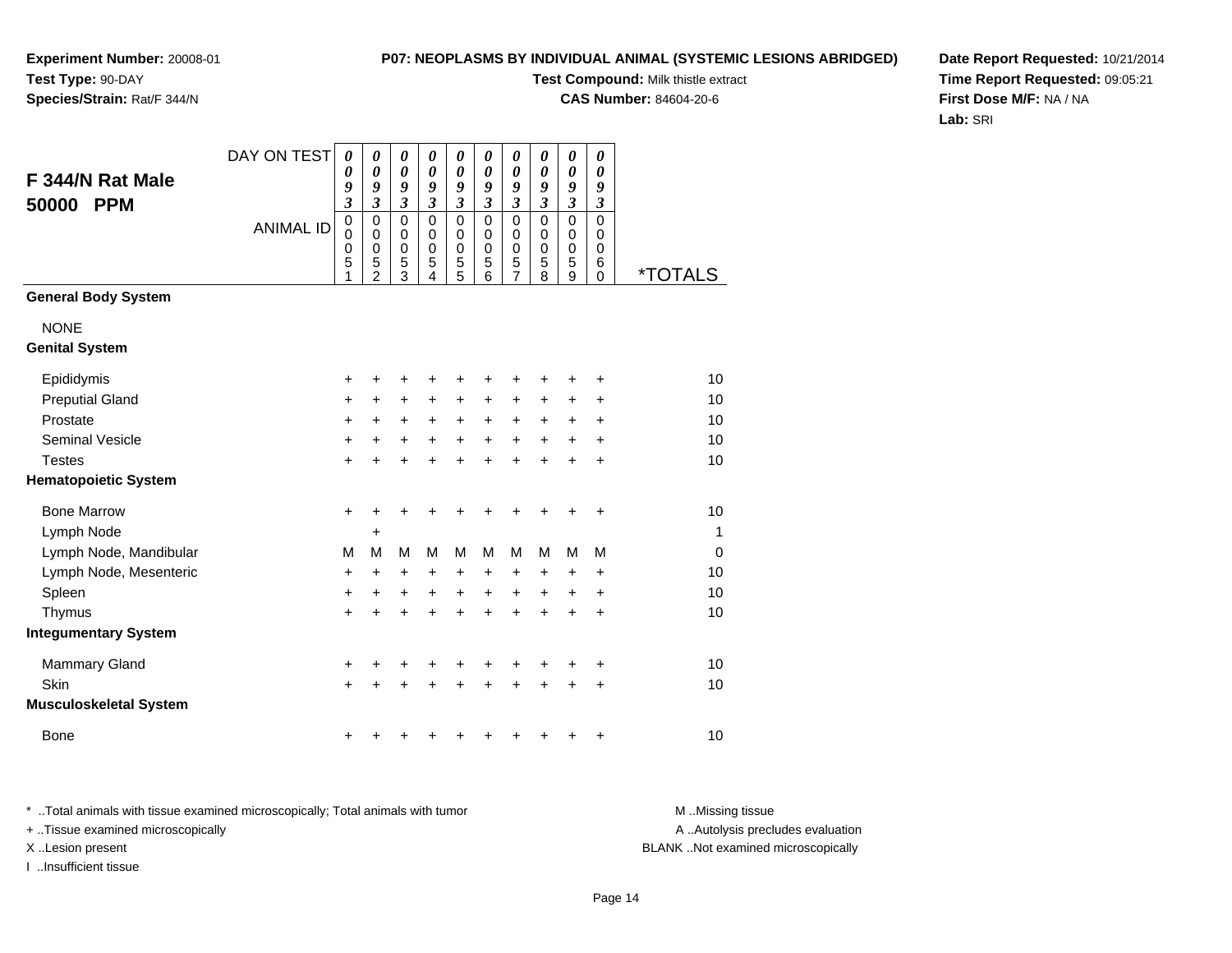**Experiment Number:** 20008-01
**Test Type:** 90-DAY
**Species/Strain:** Rat/F 344/N

**P07: NEOPLASMS BY INDIVIDUAL ANIMAL (SYSTEMIC LESIONS ABRIDGED)**
**Test Compound:** Milk thistle extract
**CAS Number:** 84604-20-6

**Date Report Requested:** 10/21/2014
**Time Report Requested:** 09:05:21
**First Dose M/F:** NA / NA
**Lab:** SRI

## F 344/N Rat Male 50000 PPM

| DAY ON TEST | 0093 | 0093 | 0093 | 0093 | 0093 | 0093 | 0093 | 0093 | 0093 | 0093 | |
|---|---|---|---|---|---|---|---|---|---|---|---|
| ANIMAL ID | 00051 | 00052 | 00053 | 00054 | 00055 | 00056 | 00057 | 00058 | 00059 | 00060 | *TOTALS |
| **General Body System** | | | | | | | | | | | |
| NONE | | | | | | | | | | | |
| **Genital System** | | | | | | | | | | | |
| Epididymis | + | + | + | + | + | + | + | + | + | + | 10 |
| Preputial Gland | + | + | + | + | + | + | + | + | + | + | 10 |
| Prostate | + | + | + | + | + | + | + | + | + | + | 10 |
| Seminal Vesicle | + | + | + | + | + | + | + | + | + | + | 10 |
| Testes | + | + | + | + | + | + | + | + | + | + | 10 |
| **Hematopoietic System** | | | | | | | | | | | |
| Bone Marrow | + | + | + | + | + | + | + | + | + | + | 10 |
| Lymph Node | | + | | | | | | | | | 1 |
| Lymph Node, Mandibular | M | M | M | M | M | M | M | M | M | M | 0 |
| Lymph Node, Mesenteric | + | + | + | + | + | + | + | + | + | + | 10 |
| Spleen | + | + | + | + | + | + | + | + | + | + | 10 |
| Thymus | + | + | + | + | + | + | + | + | + | + | 10 |
| **Integumentary System** | | | | | | | | | | | |
| Mammary Gland | + | + | + | + | + | + | + | + | + | + | 10 |
| Skin | + | + | + | + | + | + | + | + | + | + | 10 |
| **Musculoskeletal System** | | | | | | | | | | | |
| Bone | + | + | + | + | + | + | + | + | + | + | 10 |

* ..Total animals with tissue examined microscopically; Total animals with tumor
+ ..Tissue examined microscopically
X ..Lesion present
I ..Insufficient tissue

M ..Missing tissue
A ..Autolysis precludes evaluation
BLANK ..Not examined microscopically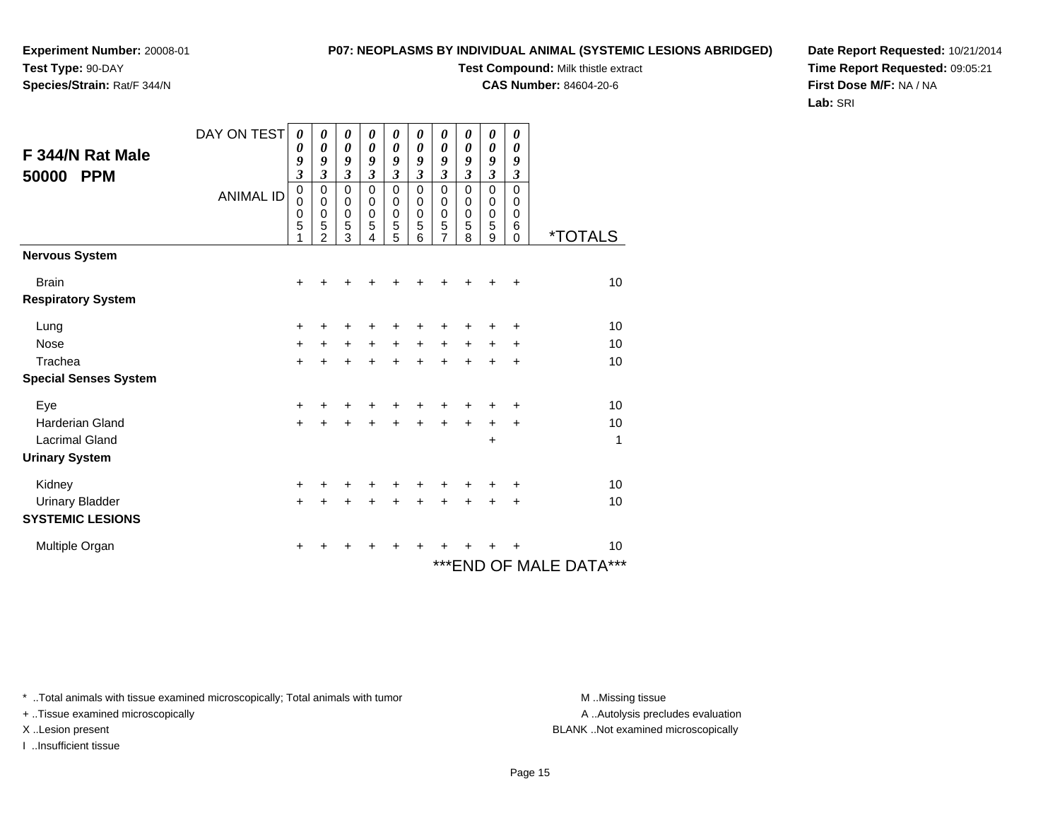**Experiment Number:** 20008-01
**Test Type:** 90-DAY
**Species/Strain:** Rat/F 344/N

**P07: NEOPLASMS BY INDIVIDUAL ANIMAL (SYSTEMIC LESIONS ABRIDGED)**
**Test Compound:** Milk thistle extract
**CAS Number:** 84604-20-6

**Date Report Requested:** 10/21/2014
**Time Report Requested:** 09:05:21
**First Dose M/F:** NA / NA
**Lab:** SRI

## F 344/N Rat Male 50000 PPM

| DAY ON TEST | 0093 | 0093 | 0093 | 0093 | 0093 | 0093 | 0093 | 0093 | 0093 | 0093 | |
|---|---|---|---|---|---|---|---|---|---|---|---|
| **ANIMAL ID** | 00051 | 00052 | 00053 | 00054 | 00055 | 00056 | 00057 | 00058 | 00059 | 00060 | ***TOTALS** |
| **Nervous System** | | | | | | | | | | | |
| Brain | + | + | + | + | + | + | + | + | + | + | 10 |
| **Respiratory System** | | | | | | | | | | | |
| Lung | + | + | + | + | + | + | + | + | + | + | 10 |
| Nose | + | + | + | + | + | + | + | + | + | + | 10 |
| Trachea | + | + | + | + | + | + | + | + | + | + | 10 |
| **Special Senses System** | | | | | | | | | | | |
| Eye | + | + | + | + | + | + | + | + | + | + | 10 |
| Harderian Gland | + | + | + | + | + | + | + | + | + | + | 10 |
| Lacrimal Gland | | | | | | | | | + | | 1 |
| **Urinary System** | | | | | | | | | | | |
| Kidney | + | + | + | + | + | + | + | + | + | + | 10 |
| Urinary Bladder | + | + | + | + | + | + | + | + | + | + | 10 |
| **SYSTEMIC LESIONS** | | | | | | | | | | | |
| Multiple Organ | + | + | + | + | + | + | + | + | + | + | 10 |

***END OF MALE DATA***

* ..Total animals with tissue examined microscopically; Total animals with tumor
+ ..Tissue examined microscopically
X ..Lesion present
I ..Insufficient tissue

M ..Missing tissue
A ..Autolysis precludes evaluation
BLANK ..Not examined microscopically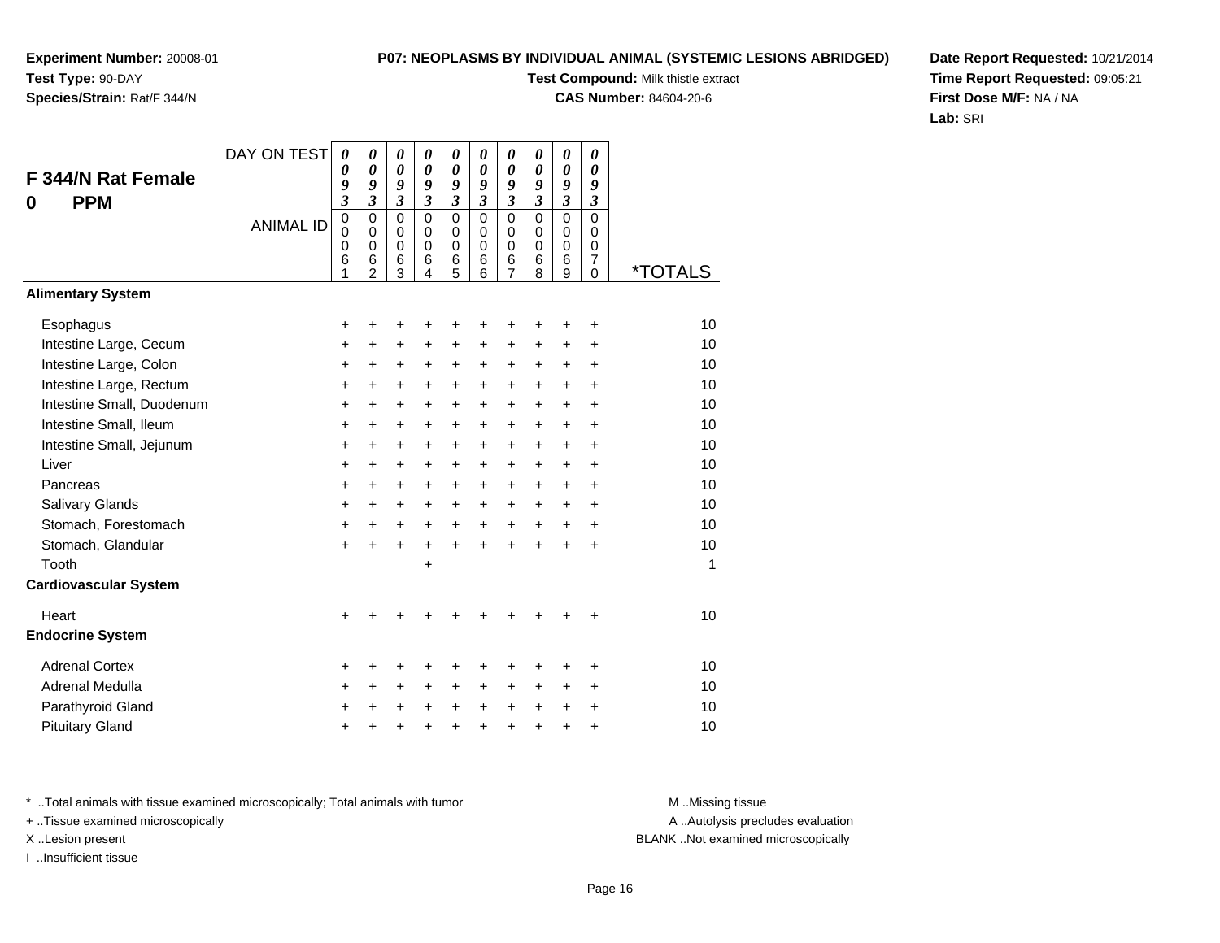**Experiment Number:** 20008-01
**Test Type:** 90-DAY
**Species/Strain:** Rat/F 344/N

**P07: NEOPLASMS BY INDIVIDUAL ANIMAL (SYSTEMIC LESIONS ABRIDGED)**
**Test Compound:** Milk thistle extract
**CAS Number:** 84604-20-6

**Date Report Requested:** 10/21/2014
**Time Report Requested:** 09:05:21
**First Dose M/F:** NA / NA
**Lab:** SRI

## F 344/N Rat Female
## 0 PPM

| DAY ON TEST | 0093 | 0093 | 0093 | 0093 | 0093 | 0093 | 0093 | 0093 | 0093 | 0093 | |
|---|---|---|---|---|---|---|---|---|---|---|---|
| ANIMAL ID | 00061 | 00062 | 00063 | 00064 | 00065 | 00066 | 00067 | 00068 | 00069 | 00070 | *TOTALS |
| **Alimentary System** | | | | | | | | | | | |
| Esophagus | + | + | + | + | + | + | + | + | + | + | 10 |
| Intestine Large, Cecum | + | + | + | + | + | + | + | + | + | + | 10 |
| Intestine Large, Colon | + | + | + | + | + | + | + | + | + | + | 10 |
| Intestine Large, Rectum | + | + | + | + | + | + | + | + | + | + | 10 |
| Intestine Small, Duodenum | + | + | + | + | + | + | + | + | + | + | 10 |
| Intestine Small, Ileum | + | + | + | + | + | + | + | + | + | + | 10 |
| Intestine Small, Jejunum | + | + | + | + | + | + | + | + | + | + | 10 |
| Liver | + | + | + | + | + | + | + | + | + | + | 10 |
| Pancreas | + | + | + | + | + | + | + | + | + | + | 10 |
| Salivary Glands | + | + | + | + | + | + | + | + | + | + | 10 |
| Stomach, Forestomach | + | + | + | + | + | + | + | + | + | + | 10 |
| Stomach, Glandular | + | + | + | + | + | + | + | + | + | + | 10 |
| Tooth | | | | + | | | | | | | 1 |
| **Cardiovascular System** | | | | | | | | | | | |
| Heart | + | + | + | + | + | + | + | + | + | + | 10 |
| **Endocrine System** | | | | | | | | | | | |
| Adrenal Cortex | + | + | + | + | + | + | + | + | + | + | 10 |
| Adrenal Medulla | + | + | + | + | + | + | + | + | + | + | 10 |
| Parathyroid Gland | + | + | + | + | + | + | + | + | + | + | 10 |
| Pituitary Gland | + | + | + | + | + | + | + | + | + | + | 10 |

* ..Total animals with tissue examined microscopically; Total animals with tumor
+ ..Tissue examined microscopically
X ..Lesion present
I ..Insufficient tissue

M ..Missing tissue
A ..Autolysis precludes evaluation
BLANK ..Not examined microscopically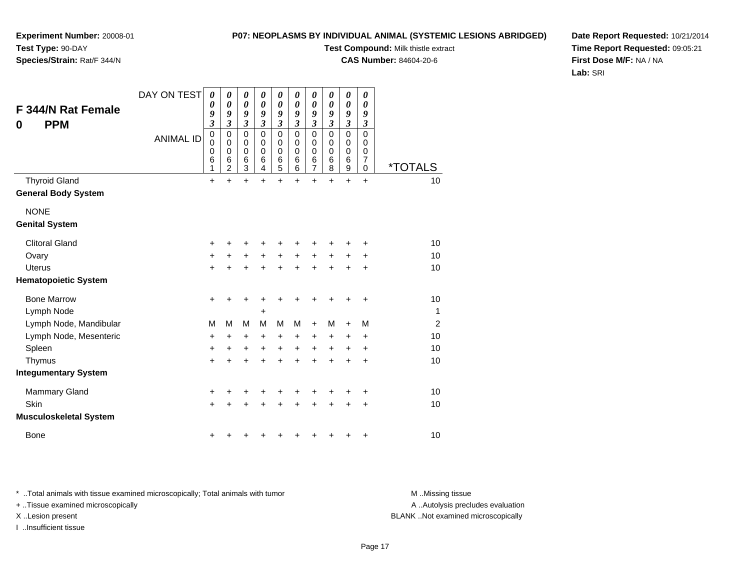**Experiment Number:** 20008-01
**Test Type:** 90-DAY
**Species/Strain:** Rat/F 344/N

**P07: NEOPLASMS BY INDIVIDUAL ANIMAL (SYSTEMIC LESIONS ABRIDGED)**
**Test Compound:** Milk thistle extract
**CAS Number:** 84604-20-6

**Date Report Requested:** 10/21/2014
**Time Report Requested:** 09:05:21
**First Dose M/F:** NA / NA
**Lab:** SRI

## F 344/N Rat Female
## 0 PPM

| DAY ON TEST | 0093 | 0093 | 0093 | 0093 | 0093 | 0093 | 0093 | 0093 | 0093 | 0093 | |
|---|---|---|---|---|---|---|---|---|---|---|---|
| ANIMAL ID | 00061 | 00062 | 00063 | 00064 | 00065 | 00066 | 00067 | 00068 | 00069 | 00070 | *TOTALS |
| Thyroid Gland | + | + | + | + | + | + | + | + | + | + | 10 |
| **General Body System** | | | | | | | | | | | |
| NONE | | | | | | | | | | | |
| **Genital System** | | | | | | | | | | | |
| Clitoral Gland | + | + | + | + | + | + | + | + | + | + | 10 |
| Ovary | + | + | + | + | + | + | + | + | + | + | 10 |
| Uterus | + | + | + | + | + | + | + | + | + | + | 10 |
| **Hematopoietic System** | | | | | | | | | | | |
| Bone Marrow | + | + | + | + | + | + | + | + | + | + | 10 |
| Lymph Node | | | | + | | | | | | | 1 |
| Lymph Node, Mandibular | M | M | M | M | M | M | + | M | + | M | 2 |
| Lymph Node, Mesenteric | + | + | + | + | + | + | + | + | + | + | 10 |
| Spleen | + | + | + | + | + | + | + | + | + | + | 10 |
| Thymus | + | + | + | + | + | + | + | + | + | + | 10 |
| **Integumentary System** | | | | | | | | | | | |
| Mammary Gland | + | + | + | + | + | + | + | + | + | + | 10 |
| Skin | + | + | + | + | + | + | + | + | + | + | 10 |
| **Musculoskeletal System** | | | | | | | | | | | |
| Bone | + | + | + | + | + | + | + | + | + | + | 10 |

* ..Total animals with tissue examined microscopically; Total animals with tumor
+ ..Tissue examined microscopically
X ..Lesion present
I ..Insufficient tissue

M ..Missing tissue
A ..Autolysis precludes evaluation
BLANK ..Not examined microscopically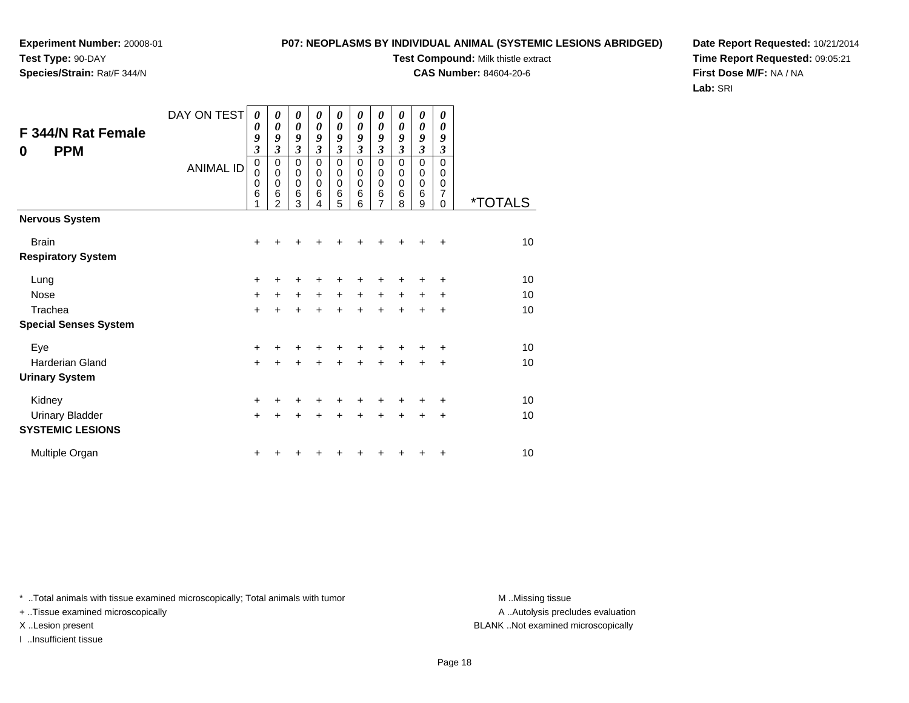**Experiment Number:** 20008-01
**Test Type:** 90-DAY
**Species/Strain:** Rat/F 344/N

**P07: NEOPLASMS BY INDIVIDUAL ANIMAL (SYSTEMIC LESIONS ABRIDGED)**
**Test Compound:** Milk thistle extract
**CAS Number:** 84604-20-6

**Date Report Requested:** 10/21/2014
**Time Report Requested:** 09:05:21
**First Dose M/F:** NA / NA
**Lab:** SRI

## F 344/N Rat Female
## 0 PPM

| DAY ON TEST | 0093 | 0093 | 0093 | 0093 | 0093 | 0093 | 0093 | 0093 | 0093 | 0093 | |
|---|---|---|---|---|---|---|---|---|---|---|---|
| ANIMAL ID | 00061 | 00062 | 00063 | 00064 | 00065 | 00066 | 00067 | 00068 | 00069 | 00070 | *TOTALS |
| **Nervous System** | | | | | | | | | | | |
| Brain | + | + | + | + | + | + | + | + | + | + | 10 |
| **Respiratory System** | | | | | | | | | | | |
| Lung | + | + | + | + | + | + | + | + | + | + | 10 |
| Nose | + | + | + | + | + | + | + | + | + | + | 10 |
| Trachea | + | + | + | + | + | + | + | + | + | + | 10 |
| **Special Senses System** | | | | | | | | | | | |
| Eye | + | + | + | + | + | + | + | + | + | + | 10 |
| Harderian Gland | + | + | + | + | + | + | + | + | + | + | 10 |
| **Urinary System** | | | | | | | | | | | |
| Kidney | + | + | + | + | + | + | + | + | + | + | 10 |
| Urinary Bladder | + | + | + | + | + | + | + | + | + | + | 10 |
| **SYSTEMIC LESIONS** | | | | | | | | | | | |
| Multiple Organ | + | + | + | + | + | + | + | + | + | + | 10 |

* ..Total animals with tissue examined microscopically; Total animals with tumor
+ ..Tissue examined microscopically
X ..Lesion present
I ..Insufficient tissue

M ..Missing tissue
A ..Autolysis precludes evaluation
BLANK ..Not examined microscopically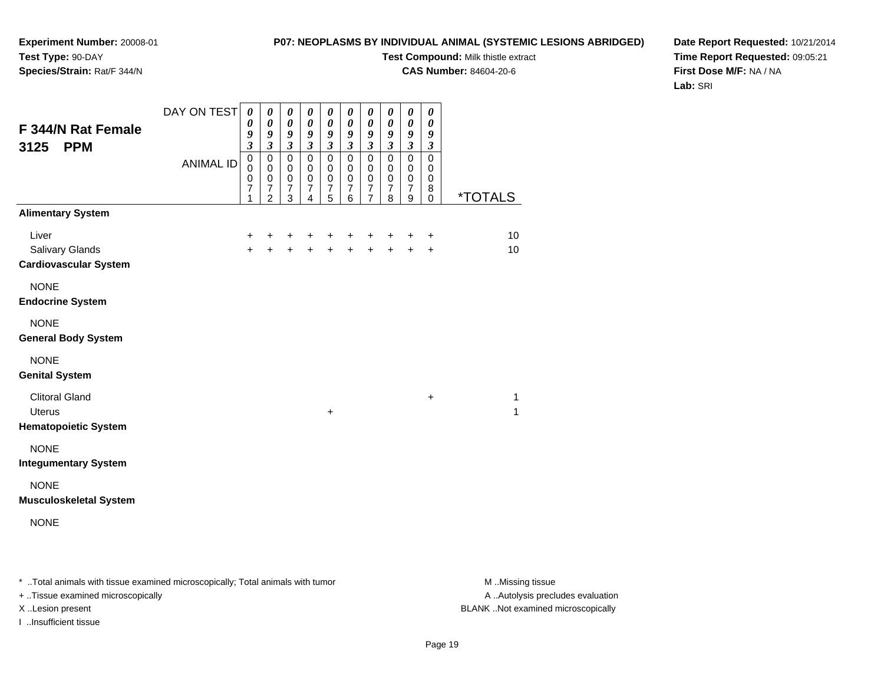**Experiment Number:** 20008-01
**Test Type:** 90-DAY
**Species/Strain:** Rat/F 344/N

**P07: NEOPLASMS BY INDIVIDUAL ANIMAL (SYSTEMIC LESIONS ABRIDGED)**
**Test Compound:** Milk thistle extract
**CAS Number:** 84604-20-6

**Date Report Requested:** 10/21/2014
**Time Report Requested:** 09:05:21
**First Dose M/F:** NA / NA
**Lab:** SRI

## F 344/N Rat Female 3125 PPM

| DAY ON TEST | 0093 | 0093 | 0093 | 0093 | 0093 | 0093 | 0093 | 0093 | 0093 | 0093 | |
|---|---|---|---|---|---|---|---|---|---|---|---|
| **ANIMAL ID** | 00071 | 00072 | 00073 | 00074 | 00075 | 00076 | 00077 | 00078 | 00079 | 00080 | ***TOTALS** |
| **Alimentary System** | | | | | | | | | | | |
| Liver | + | + | + | + | + | + | + | + | + | + | 10 |
| Salivary Glands | + | + | + | + | + | + | + | + | + | + | 10 |
| **Cardiovascular System** | | | | | | | | | | | |
| NONE | | | | | | | | | | | |
| **Endocrine System** | | | | | | | | | | | |
| NONE | | | | | | | | | | | |
| **General Body System** | | | | | | | | | | | |
| NONE | | | | | | | | | | | |
| **Genital System** | | | | | | | | | | | |
| Clitoral Gland | | | | | | | | | | + | 1 |
| Uterus | | | | | + | | | | | | 1 |
| **Hematopoietic System** | | | | | | | | | | | |
| NONE | | | | | | | | | | | |
| **Integumentary System** | | | | | | | | | | | |
| NONE | | | | | | | | | | | |
| **Musculoskeletal System** | | | | | | | | | | | |
| NONE | | | | | | | | | | | |

* ..Total animals with tissue examined microscopically; Total animals with tumor
+ ..Tissue examined microscopically
X ..Lesion present
I ..Insufficient tissue

M ..Missing tissue
A ..Autolysis precludes evaluation
BLANK ..Not examined microscopically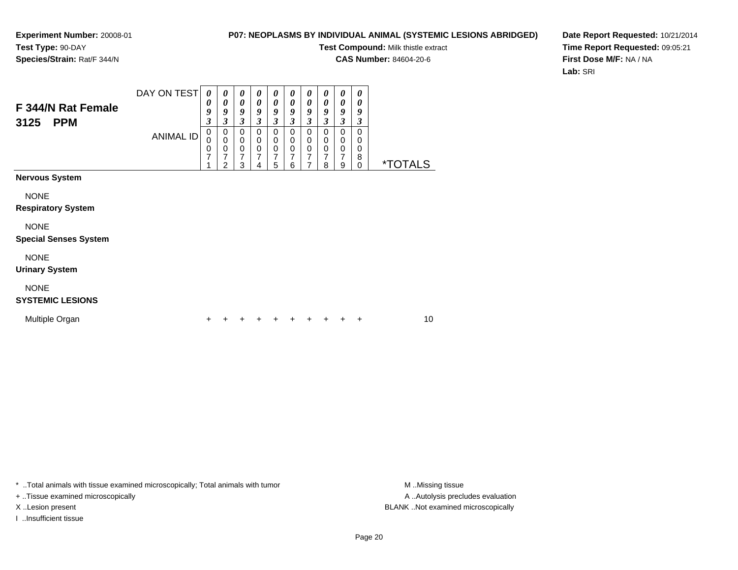**Experiment Number:** 20008-01
**Test Type:** 90-DAY
**Species/Strain:** Rat/F 344/N

**P07: NEOPLASMS BY INDIVIDUAL ANIMAL (SYSTEMIC LESIONS ABRIDGED)**
**Test Compound:** Milk thistle extract
**CAS Number:** 84604-20-6

**Date Report Requested:** 10/21/2014
**Time Report Requested:** 09:05:21
**First Dose M/F:** NA / NA
**Lab:** SRI

## F 344/N Rat Female 3125 PPM

| DAY ON TEST | 0093 | 0093 | 0093 | 0093 | 0093 | 0093 | 0093 | 0093 | 0093 | 0093 | |
|---|---|---|---|---|---|---|---|---|---|---|---|
| ANIMAL ID | 00071 | 00072 | 00073 | 00074 | 00075 | 00076 | 00077 | 00078 | 00079 | 00080 | *TOTALS |
| **Nervous System** | | | | | | | | | | | |
| NONE | | | | | | | | | | | |
| **Respiratory System** | | | | | | | | | | | |
| NONE | | | | | | | | | | | |
| **Special Senses System** | | | | | | | | | | | |
| NONE | | | | | | | | | | | |
| **Urinary System** | | | | | | | | | | | |
| NONE | | | | | | | | | | | |
| **SYSTEMIC LESIONS** | | | | | | | | | | | |
| Multiple Organ | + | + | + | + | + | + | + | + | + | + | 10 |

* ..Total animals with tissue examined microscopically; Total animals with tumor
+ ..Tissue examined microscopically
X ..Lesion present
I ..Insufficient tissue

M ..Missing tissue
A ..Autolysis precludes evaluation
BLANK ..Not examined microscopically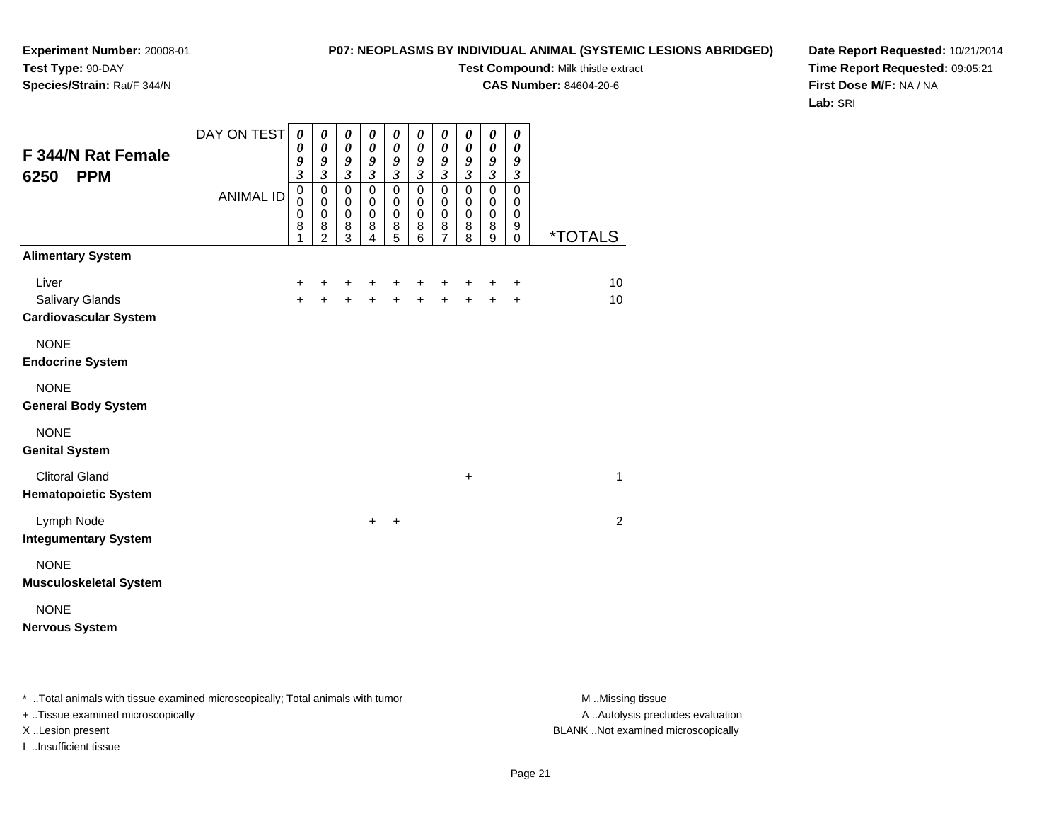**Experiment Number:** 20008-01
**Test Type:** 90-DAY
**Species/Strain:** Rat/F 344/N

**P07: NEOPLASMS BY INDIVIDUAL ANIMAL (SYSTEMIC LESIONS ABRIDGED)**
**Test Compound:** Milk thistle extract
**CAS Number:** 84604-20-6

**Date Report Requested:** 10/21/2014
**Time Report Requested:** 09:05:21
**First Dose M/F:** NA / NA
**Lab:** SRI

## F 344/N Rat Female 6250 PPM

| DAY ON TEST | 0093 | 0093 | 0093 | 0093 | 0093 | 0093 | 0093 | 0093 | 0093 | 0093 | |
|---|---|---|---|---|---|---|---|---|---|---|---|
| ANIMAL ID | 00081 | 00082 | 00083 | 00084 | 00085 | 00086 | 00087 | 00088 | 00089 | 00090 | *TOTALS |
| **Alimentary System** | | | | | | | | | | | |
| Liver | + | + | + | + | + | + | + | + | + | + | 10 |
| Salivary Glands | + | + | + | + | + | + | + | + | + | + | 10 |
| **Cardiovascular System** | | | | | | | | | | | |
| NONE | | | | | | | | | | | |
| **Endocrine System** | | | | | | | | | | | |
| NONE | | | | | | | | | | | |
| **General Body System** | | | | | | | | | | | |
| NONE | | | | | | | | | | | |
| **Genital System** | | | | | | | | | | | |
| Clitoral Gland | | | | | | | | + | | | 1 |
| **Hematopoietic System** | | | | | | | | | | | |
| Lymph Node | | | | + | + | | | | | | 2 |
| **Integumentary System** | | | | | | | | | | | |
| NONE | | | | | | | | | | | |
| **Musculoskeletal System** | | | | | | | | | | | |
| NONE | | | | | | | | | | | |
| **Nervous System** | | | | | | | | | | | |

\* ..Total animals with tissue examined microscopically; Total animals with tumor
+ ..Tissue examined microscopically
X ..Lesion present
I ..Insufficient tissue

M ..Missing tissue
A ..Autolysis precludes evaluation
BLANK ..Not examined microscopically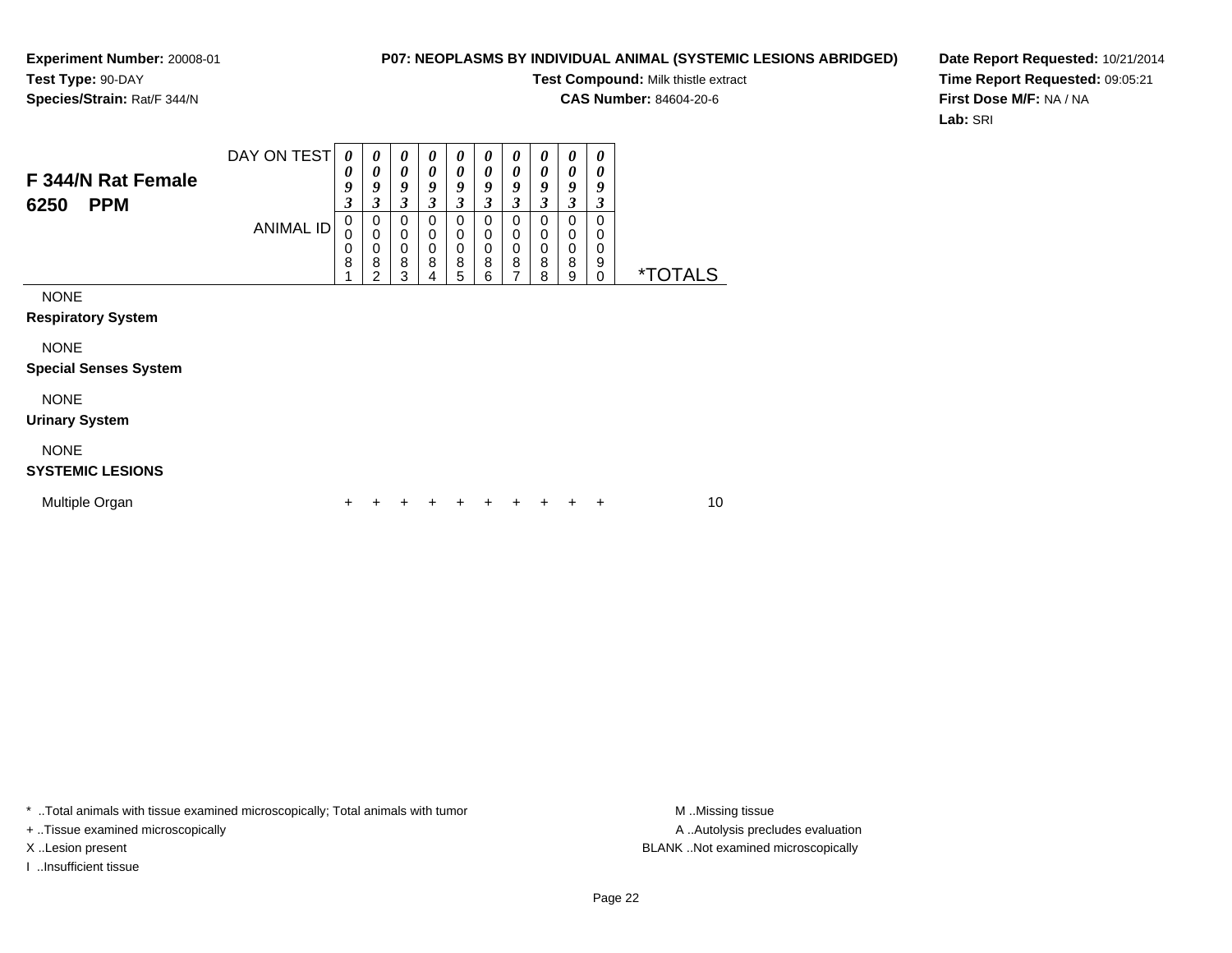**Experiment Number:** 20008-01
**Test Type:** 90-DAY
**Species/Strain:** Rat/F 344/N

**P07: NEOPLASMS BY INDIVIDUAL ANIMAL (SYSTEMIC LESIONS ABRIDGED)**
**Test Compound:** Milk thistle extract
**CAS Number:** 84604-20-6

**Date Report Requested:** 10/21/2014
**Time Report Requested:** 09:05:21
**First Dose M/F:** NA / NA
**Lab:** SRI

| F 344/N Rat Female 6250 PPM | | | | | | | | | | | |
|---|---|---|---|---|---|---|---|---|---|---|---|
| DAY ON TEST | 0093 | 0093 | 0093 | 0093 | 0093 | 0093 | 0093 | 0093 | 0093 | 0093 | |
| ANIMAL ID | 00081 | 00082 | 00083 | 00084 | 00085 | 00086 | 00087 | 00088 | 00089 | 00090 | *TOTALS |
| NONE | | | | | | | | | | | |
| **Respiratory System** | | | | | | | | | | | |
| NONE | | | | | | | | | | | |
| **Special Senses System** | | | | | | | | | | | |
| NONE | | | | | | | | | | | |
| **Urinary System** | | | | | | | | | | | |
| NONE | | | | | | | | | | | |
| **SYSTEMIC LESIONS** | | | | | | | | | | | |
| Multiple Organ | + | + | + | + | + | + | + | + | + | + | 10 |

\* ..Total animals with tissue examined microscopically; Total animals with tumor
+ ..Tissue examined microscopically
X ..Lesion present
I ..Insufficient tissue

M ..Missing tissue
A ..Autolysis precludes evaluation
BLANK ..Not examined microscopically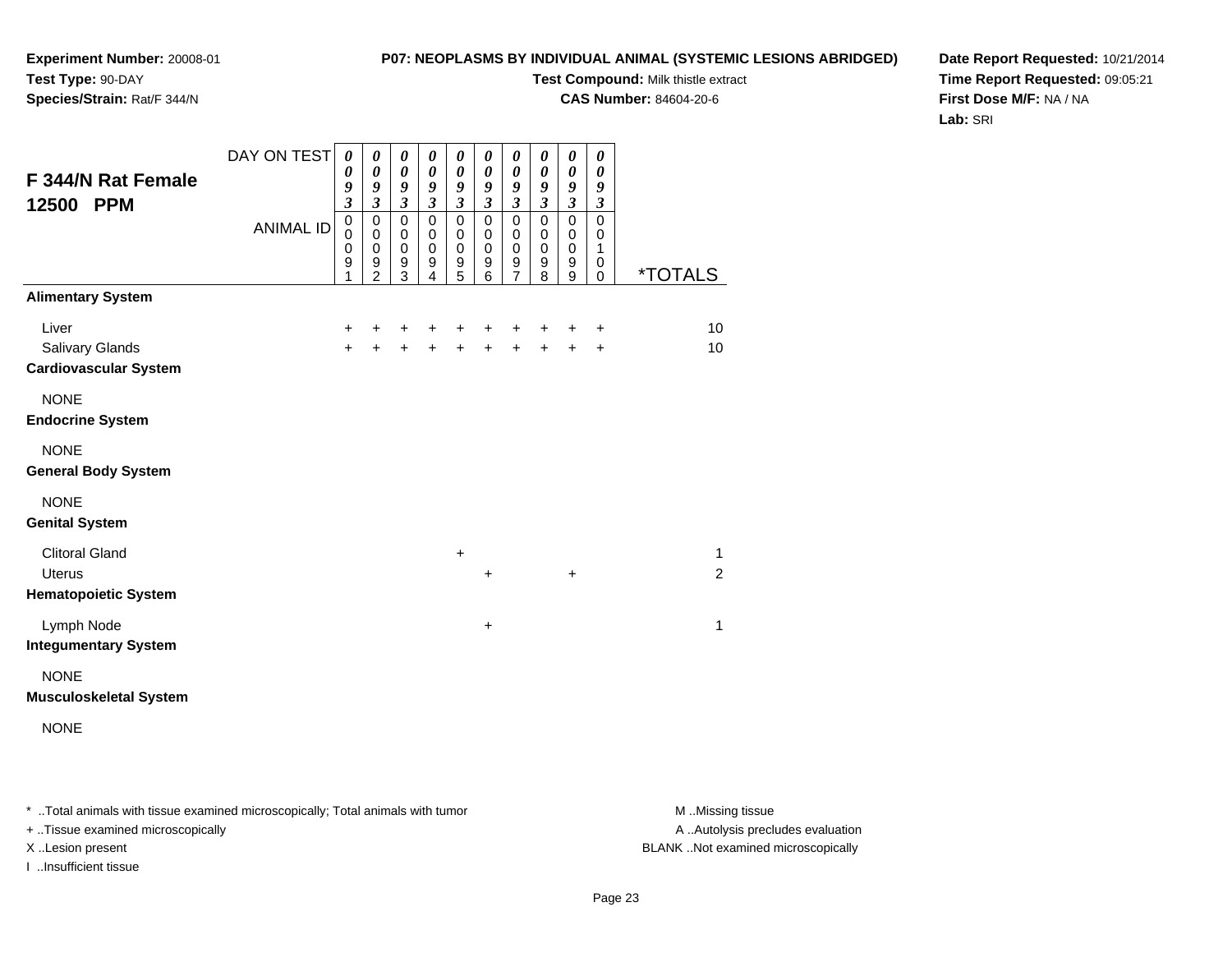**Experiment Number:** 20008-01
**Test Type:** 90-DAY
**Species/Strain:** Rat/F 344/N

**P07: NEOPLASMS BY INDIVIDUAL ANIMAL (SYSTEMIC LESIONS ABRIDGED)**
**Test Compound:** Milk thistle extract
**CAS Number:** 84604-20-6

**Date Report Requested:** 10/21/2014
**Time Report Requested:** 09:05:21
**First Dose M/F:** NA / NA
**Lab:** SRI

## F 344/N Rat Female 12500 PPM

| DAY ON TEST | 0093 | 0093 | 0093 | 0093 | 0093 | 0093 | 0093 | 0093 | 0093 | 0093 | |
|---|---|---|---|---|---|---|---|---|---|---|---|
| ANIMAL ID | 00091 | 00092 | 00093 | 00094 | 00095 | 00096 | 00097 | 00098 | 00099 | 00100 | *TOTALS |
| **Alimentary System** | | | | | | | | | | | |
| Liver | + | + | + | + | + | + | + | + | + | + | 10 |
| Salivary Glands | + | + | + | + | + | + | + | + | + | + | 10 |
| **Cardiovascular System** | | | | | | | | | | | |
| NONE | | | | | | | | | | | |
| **Endocrine System** | | | | | | | | | | | |
| NONE | | | | | | | | | | | |
| **General Body System** | | | | | | | | | | | |
| NONE | | | | | | | | | | | |
| **Genital System** | | | | | | | | | | | |
| Clitoral Gland | | | | | + | | | | | | 1 |
| Uterus | | | | | | + | | | + | | 2 |
| **Hematopoietic System** | | | | | | | | | | | |
| Lymph Node | | | | | | + | | | | | 1 |
| **Integumentary System** | | | | | | | | | | | |
| NONE | | | | | | | | | | | |
| **Musculoskeletal System** | | | | | | | | | | | |
| NONE | | | | | | | | | | | |

\* ..Total animals with tissue examined microscopically; Total animals with tumor
+ ..Tissue examined microscopically
X ..Lesion present
I ..Insufficient tissue

M ..Missing tissue
A ..Autolysis precludes evaluation
BLANK ..Not examined microscopically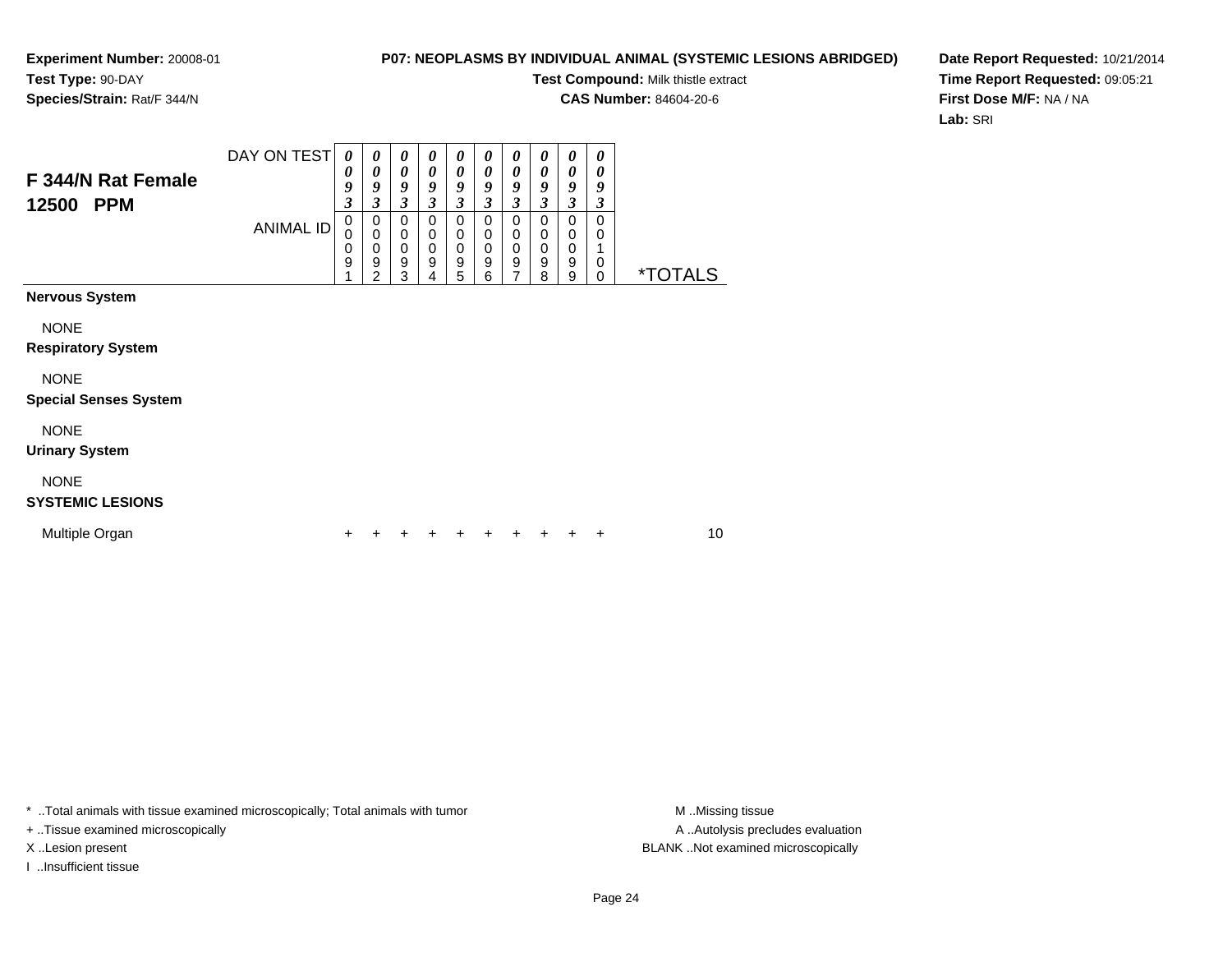**Experiment Number:** 20008-01
**Test Type:** 90-DAY
**Species/Strain:** Rat/F 344/N

**P07: NEOPLASMS BY INDIVIDUAL ANIMAL (SYSTEMIC LESIONS ABRIDGED)**
**Test Compound:** Milk thistle extract
**CAS Number:** 84604-20-6

**Date Report Requested:** 10/21/2014
**Time Report Requested:** 09:05:21
**First Dose M/F:** NA / NA
**Lab:** SRI

## F 344/N Rat Female 12500 PPM

| DAY ON TEST | 0093 | 0093 | 0093 | 0093 | 0093 | 0093 | 0093 | 0093 | 0093 | 0093 | |
|---|---|---|---|---|---|---|---|---|---|---|---|
| ANIMAL ID | 00091 | 00092 | 00093 | 00094 | 00095 | 00096 | 00097 | 00098 | 00099 | 00100 | *TOTALS |
| **Nervous System** | | | | | | | | | | | |
| NONE | | | | | | | | | | | |
| **Respiratory System** | | | | | | | | | | | |
| NONE | | | | | | | | | | | |
| **Special Senses System** | | | | | | | | | | | |
| NONE | | | | | | | | | | | |
| **Urinary System** | | | | | | | | | | | |
| NONE | | | | | | | | | | | |
| **SYSTEMIC LESIONS** | | | | | | | | | | | |
| Multiple Organ | + | + | + | + | + | + | + | + | + | + | 10 |

* ..Total animals with tissue examined microscopically; Total animals with tumor
+ ..Tissue examined microscopically
X ..Lesion present
I ..Insufficient tissue

M ..Missing tissue
A ..Autolysis precludes evaluation
BLANK ..Not examined microscopically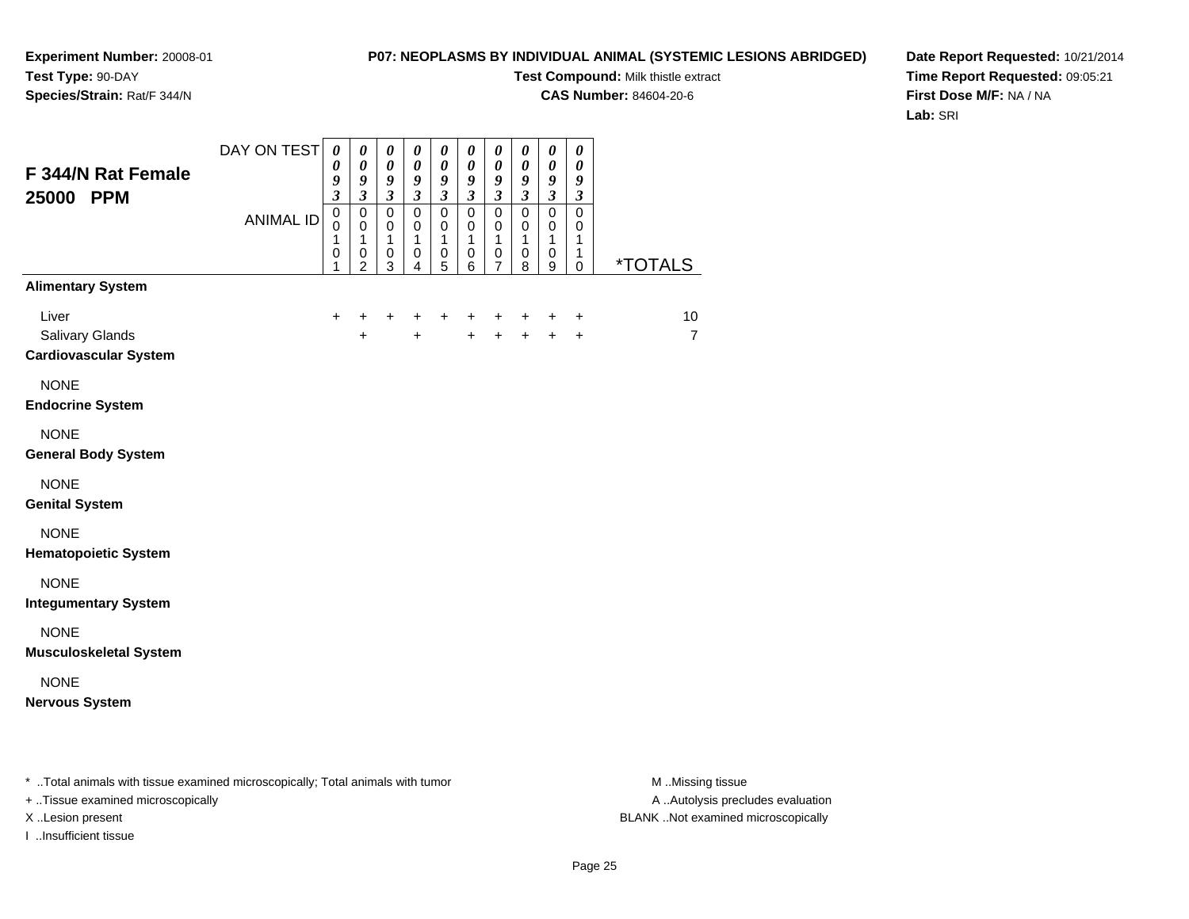**Experiment Number:** 20008-01
**Test Type:** 90-DAY
**Species/Strain:** Rat/F 344/N

**P07: NEOPLASMS BY INDIVIDUAL ANIMAL (SYSTEMIC LESIONS ABRIDGED)**
**Test Compound:** Milk thistle extract
**CAS Number:** 84604-20-6

**Date Report Requested:** 10/21/2014
**Time Report Requested:** 09:05:21
**First Dose M/F:** NA / NA
**Lab:** SRI

## F 344/N Rat Female 25000 PPM

| DAY ON TEST | 0093 | 0093 | 0093 | 0093 | 0093 | 0093 | 0093 | 0093 | 0093 | 0093 | |
|---|---|---|---|---|---|---|---|---|---|---|---|
| ANIMAL ID | 00101 | 00102 | 00103 | 00104 | 00105 | 00106 | 00107 | 00108 | 00109 | 00110 | *TOTALS |
| **Alimentary System** | | | | | | | | | | | |
| Liver | + | + | + | + | + | + | + | + | + | + | 10 |
| Salivary Glands | | + | | + | | + | + | + | + | + | 7 |
| **Cardiovascular System** | | | | | | | | | | | |
| NONE | | | | | | | | | | | |
| **Endocrine System** | | | | | | | | | | | |
| NONE | | | | | | | | | | | |
| **General Body System** | | | | | | | | | | | |
| NONE | | | | | | | | | | | |
| **Genital System** | | | | | | | | | | | |
| NONE | | | | | | | | | | | |
| **Hematopoietic System** | | | | | | | | | | | |
| NONE | | | | | | | | | | | |
| **Integumentary System** | | | | | | | | | | | |
| NONE | | | | | | | | | | | |
| **Musculoskeletal System** | | | | | | | | | | | |
| NONE | | | | | | | | | | | |
| **Nervous System** | | | | | | | | | | | |

\* ..Total animals with tissue examined microscopically; Total animals with tumor
\+ ..Tissue examined microscopically
X ..Lesion present
I ..Insufficient tissue

M ..Missing tissue
A ..Autolysis precludes evaluation
BLANK ..Not examined microscopically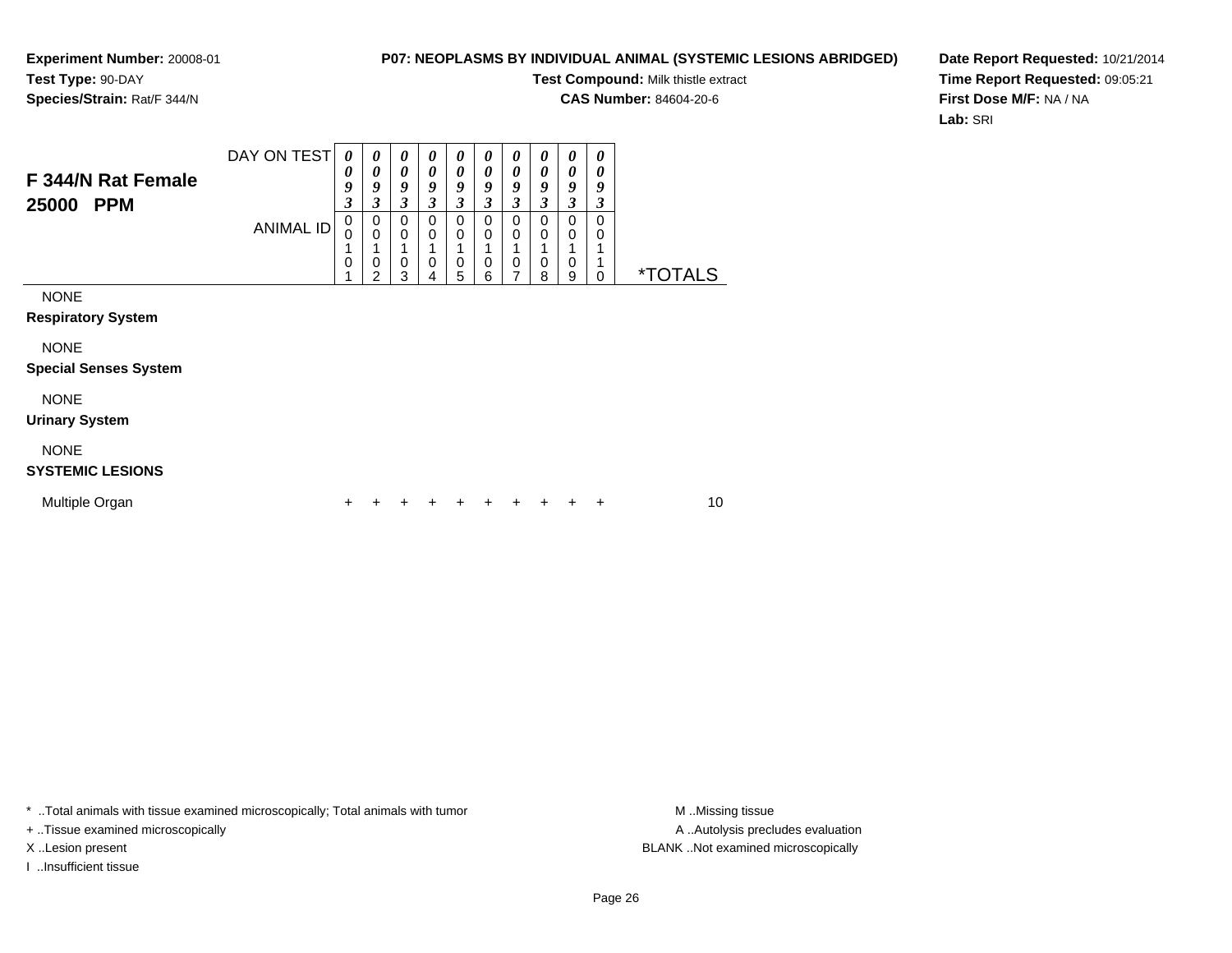**Experiment Number:** 20008-01
**Test Type:** 90-DAY
**Species/Strain:** Rat/F 344/N

## P07: NEOPLASMS BY INDIVIDUAL ANIMAL (SYSTEMIC LESIONS ABRIDGED)

**Test Compound:** Milk thistle extract
**CAS Number:** 84604-20-6

**Date Report Requested:** 10/21/2014
**Time Report Requested:** 09:05:21
**First Dose M/F:** NA / NA
**Lab:** SRI

### F 344/N Rat Female 25000 PPM

| DAY ON TEST | 0093 | 0093 | 0093 | 0093 | 0093 | 0093 | 0093 | 0093 | 0093 | 0093 | |
|---|---|---|---|---|---|---|---|---|---|---|---|
| ANIMAL ID | 00101 | 00102 | 00103 | 00104 | 00105 | 00106 | 00107 | 00108 | 00109 | 00110 | *TOTALS |
| NONE | | | | | | | | | | | |
| **Respiratory System** | | | | | | | | | | | |
| NONE | | | | | | | | | | | |
| **Special Senses System** | | | | | | | | | | | |
| NONE | | | | | | | | | | | |
| **Urinary System** | | | | | | | | | | | |
| NONE | | | | | | | | | | | |
| **SYSTEMIC LESIONS** | | | | | | | | | | | |
| Multiple Organ | + | + | + | + | + | + | + | + | + | + | 10 |

* ..Total animals with tissue examined microscopically; Total animals with tumor
+ ..Tissue examined microscopically
X ..Lesion present
I ..Insufficient tissue

M ..Missing tissue
A ..Autolysis precludes evaluation
BLANK ..Not examined microscopically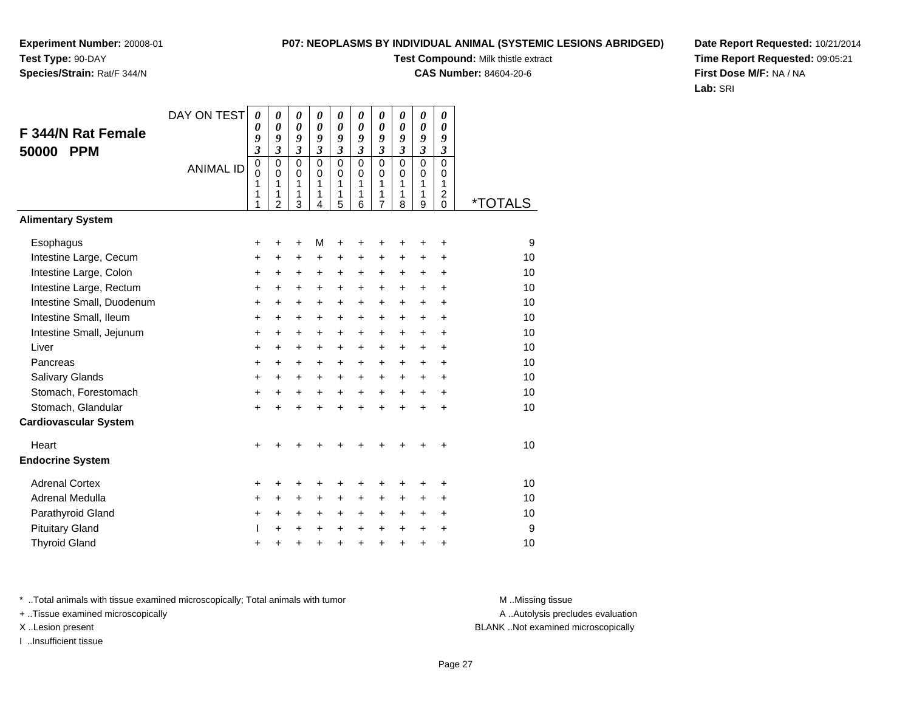**Experiment Number:** 20008-01
**Test Type:** 90-DAY
**Species/Strain:** Rat/F 344/N

**P07: NEOPLASMS BY INDIVIDUAL ANIMAL (SYSTEMIC LESIONS ABRIDGED)**
**Test Compound:** Milk thistle extract
**CAS Number:** 84604-20-6

**Date Report Requested:** 10/21/2014
**Time Report Requested:** 09:05:21
**First Dose M/F:** NA / NA
**Lab:** SRI

## F 344/N Rat Female 50000 PPM

| DAY ON TEST | 0093 | 0093 | 0093 | 0093 | 0093 | 0093 | 0093 | 0093 | 0093 | 0093 | |
|---|---|---|---|---|---|---|---|---|---|---|---|
| **ANIMAL ID** | 00111 | 00112 | 00113 | 00114 | 00115 | 00116 | 00117 | 00118 | 00119 | 00120 | ***TOTALS** |
| **Alimentary System** | | | | | | | | | | | |
| Esophagus | + | + | + | M | + | + | + | + | + | + | 9 |
| Intestine Large, Cecum | + | + | + | + | + | + | + | + | + | + | 10 |
| Intestine Large, Colon | + | + | + | + | + | + | + | + | + | + | 10 |
| Intestine Large, Rectum | + | + | + | + | + | + | + | + | + | + | 10 |
| Intestine Small, Duodenum | + | + | + | + | + | + | + | + | + | + | 10 |
| Intestine Small, Ileum | + | + | + | + | + | + | + | + | + | + | 10 |
| Intestine Small, Jejunum | + | + | + | + | + | + | + | + | + | + | 10 |
| Liver | + | + | + | + | + | + | + | + | + | + | 10 |
| Pancreas | + | + | + | + | + | + | + | + | + | + | 10 |
| Salivary Glands | + | + | + | + | + | + | + | + | + | + | 10 |
| Stomach, Forestomach | + | + | + | + | + | + | + | + | + | + | 10 |
| Stomach, Glandular | + | + | + | + | + | + | + | + | + | + | 10 |
| **Cardiovascular System** | | | | | | | | | | | |
| Heart | + | + | + | + | + | + | + | + | + | + | 10 |
| **Endocrine System** | | | | | | | | | | | |
| Adrenal Cortex | + | + | + | + | + | + | + | + | + | + | 10 |
| Adrenal Medulla | + | + | + | + | + | + | + | + | + | + | 10 |
| Parathyroid Gland | + | + | + | + | + | + | + | + | + | + | 10 |
| Pituitary Gland | I | + | + | + | + | + | + | + | + | + | 9 |
| Thyroid Gland | + | + | + | + | + | + | + | + | + | + | 10 |

* ..Total animals with tissue examined microscopically; Total animals with tumor
+ ..Tissue examined microscopically
X ..Lesion present
I ..Insufficient tissue

M ..Missing tissue
A ..Autolysis precludes evaluation
BLANK ..Not examined microscopically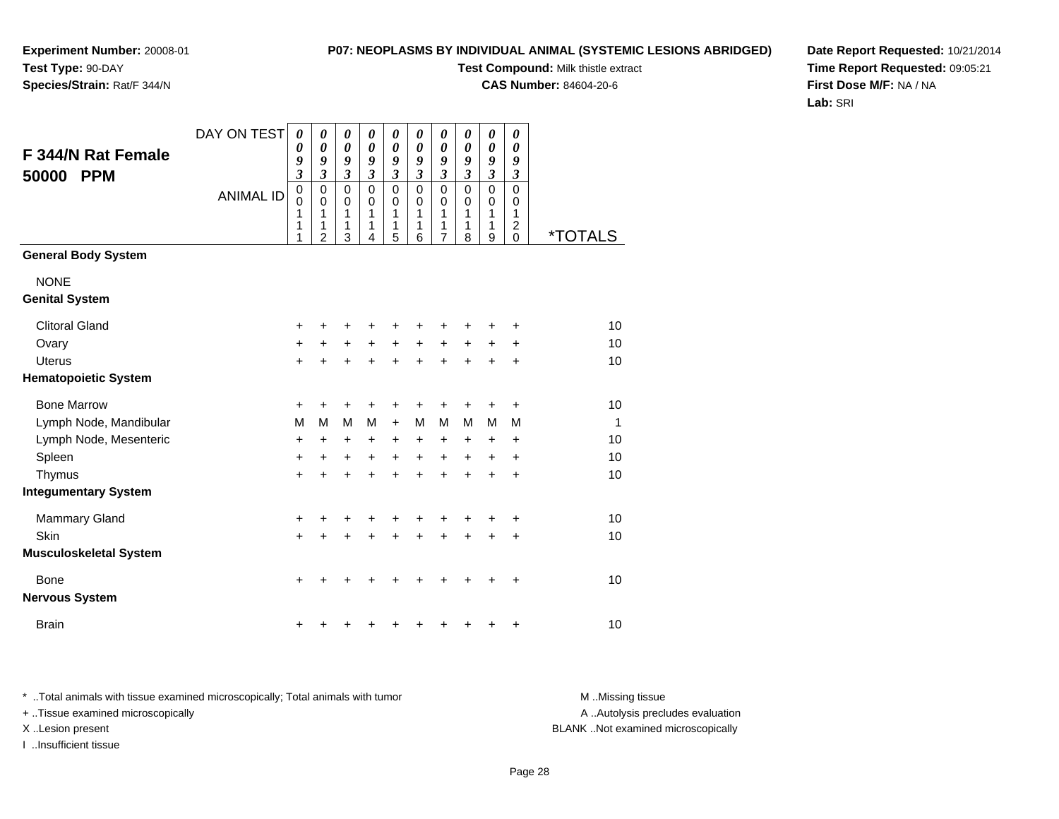**Experiment Number:** 20008-01
**Test Type:** 90-DAY
**Species/Strain:** Rat/F 344/N

**P07: NEOPLASMS BY INDIVIDUAL ANIMAL (SYSTEMIC LESIONS ABRIDGED)**
**Test Compound:** Milk thistle extract
**CAS Number:** 84604-20-6

**Date Report Requested:** 10/21/2014
**Time Report Requested:** 09:05:21
**First Dose M/F:** NA / NA
**Lab:** SRI

## F 344/N Rat Female 50000 PPM

| DAY ON TEST | 0093 | 0093 | 0093 | 0093 | 0093 | 0093 | 0093 | 0093 | 0093 | 0093 | |
|---|---|---|---|---|---|---|---|---|---|---|---|
| **ANIMAL ID** | 00111 | 00112 | 00113 | 00114 | 00115 | 00116 | 00117 | 00118 | 00119 | 00120 | ***TOTALS** |
| **General Body System** | | | | | | | | | | | |
| NONE | | | | | | | | | | | |
| **Genital System** | | | | | | | | | | | |
| Clitoral Gland | + | + | + | + | + | + | + | + | + | + | 10 |
| Ovary | + | + | + | + | + | + | + | + | + | + | 10 |
| Uterus | + | + | + | + | + | + | + | + | + | + | 10 |
| **Hematopoietic System** | | | | | | | | | | | |
| Bone Marrow | + | + | + | + | + | + | + | + | + | + | 10 |
| Lymph Node, Mandibular | M | M | M | M | + | M | M | M | M | M | 1 |
| Lymph Node, Mesenteric | + | + | + | + | + | + | + | + | + | + | 10 |
| Spleen | + | + | + | + | + | + | + | + | + | + | 10 |
| Thymus | + | + | + | + | + | + | + | + | + | + | 10 |
| **Integumentary System** | | | | | | | | | | | |
| Mammary Gland | + | + | + | + | + | + | + | + | + | + | 10 |
| Skin | + | + | + | + | + | + | + | + | + | + | 10 |
| **Musculoskeletal System** | | | | | | | | | | | |
| Bone | + | + | + | + | + | + | + | + | + | + | 10 |
| **Nervous System** | | | | | | | | | | | |
| Brain | + | + | + | + | + | + | + | + | + | + | 10 |

* ..Total animals with tissue examined microscopically; Total animals with tumor
+ ..Tissue examined microscopically
X ..Lesion present
I ..Insufficient tissue

M ..Missing tissue
A ..Autolysis precludes evaluation
BLANK ..Not examined microscopically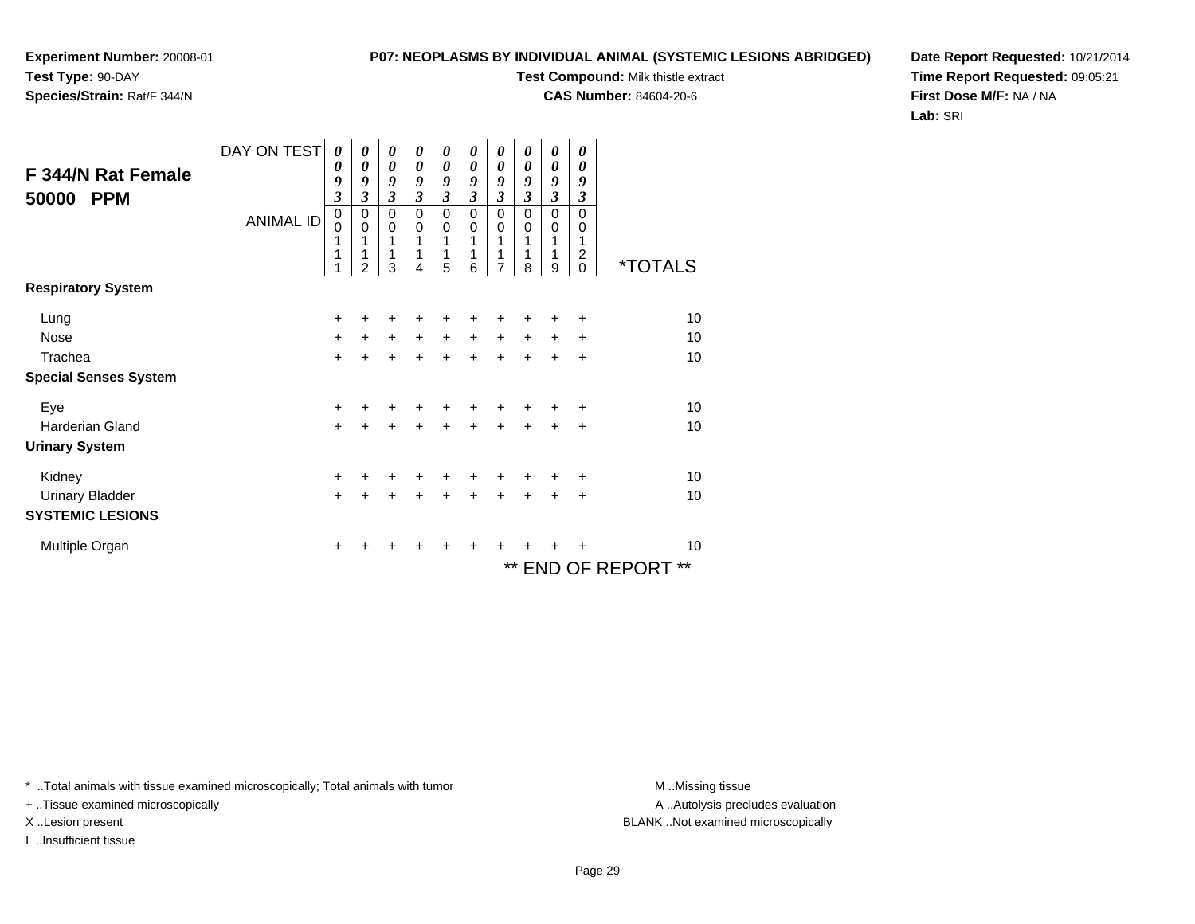**Experiment Number:** 20008-01
**Test Type:** 90-DAY
**Species/Strain:** Rat/F 344/N

**P07: NEOPLASMS BY INDIVIDUAL ANIMAL (SYSTEMIC LESIONS ABRIDGED)**
**Test Compound:** Milk thistle extract
**CAS Number:** 84604-20-6

**Date Report Requested:** 10/21/2014
**Time Report Requested:** 09:05:21
**First Dose M/F:** NA / NA
**Lab:** SRI

## F 344/N Rat Female 50000 PPM

| DAY ON TEST | 0093 | 0093 | 0093 | 0093 | 0093 | 0093 | 0093 | 0093 | 0093 | 0093 | |
|---|---|---|---|---|---|---|---|---|---|---|---|
| ANIMAL ID | 00111 | 00112 | 00113 | 00114 | 00115 | 00116 | 00117 | 00118 | 00119 | 00120 | *TOTALS |
| **Respiratory System** | | | | | | | | | | | |
| Lung | + | + | + | + | + | + | + | + | + | + | 10 |
| Nose | + | + | + | + | + | + | + | + | + | + | 10 |
| Trachea | + | + | + | + | + | + | + | + | + | + | 10 |
| **Special Senses System** | | | | | | | | | | | |
| Eye | + | + | + | + | + | + | + | + | + | + | 10 |
| Harderian Gland | + | + | + | + | + | + | + | + | + | + | 10 |
| **Urinary System** | | | | | | | | | | | |
| Kidney | + | + | + | + | + | + | + | + | + | + | 10 |
| Urinary Bladder | + | + | + | + | + | + | + | + | + | + | 10 |
| **SYSTEMIC LESIONS** | | | | | | | | | | | |
| Multiple Organ | + | + | + | + | + | + | + | + | + | + | 10 |

** END OF REPORT **

* ..Total animals with tissue examined microscopically; Total animals with tumor
+ ..Tissue examined microscopically
X ..Lesion present
I ..Insufficient tissue

M ..Missing tissue
A ..Autolysis precludes evaluation
BLANK ..Not examined microscopically